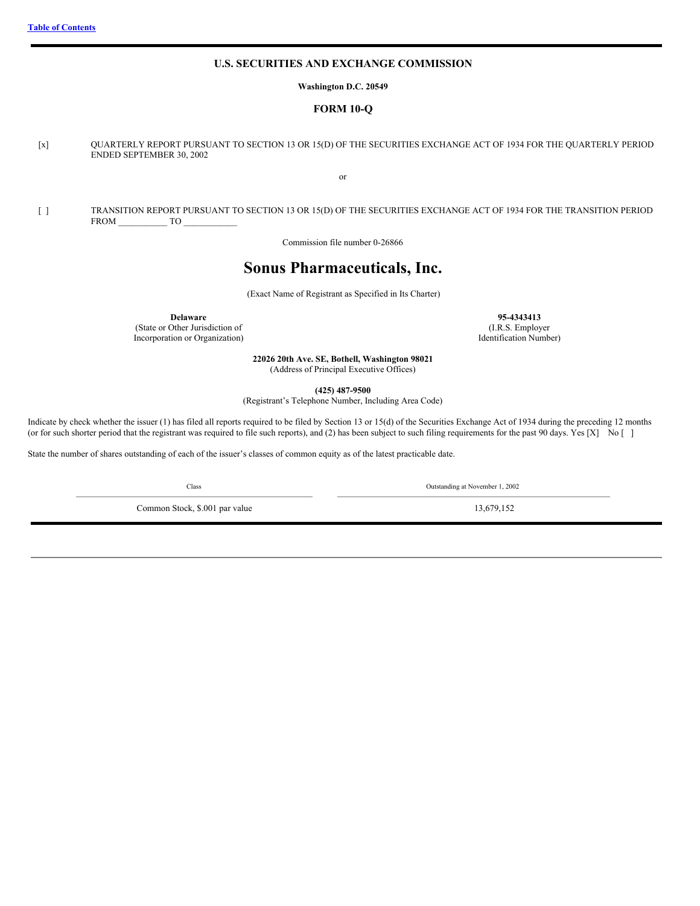[Table of Contents](#)

## U.S. SECURITIES AND EXCHANGE COMMISSION

**Washington D.C. 20549**

### FORM 10-Q

[x] QUARTERLY REPORT PURSUANT TO SECTION 13 OR 15(D) OF THE SECURITIES EXCHANGE ACT OF 1934 FOR THE QUARTERLY PERIOD ENDED SEPTEMBER 30, 2002

or

[ ] TRANSITION REPORT PURSUANT TO SECTION 13 OR 15(D) OF THE SECURITIES EXCHANGE ACT OF 1934 FOR THE TRANSITION PERIOD FROM ___________ TO ____________

Commission file number 0-26866

# Sonus Pharmaceuticals, Inc.

(Exact Name of Registrant as Specified in Its Charter)

| | |
|---|---|
| **Delaware** | **95-4343413** |
| (State or Other Jurisdiction of Incorporation or Organization) | (I.R.S. Employer Identification Number) |

**22026 20th Ave. SE, Bothell, Washington 98021**
(Address of Principal Executive Offices)

**(425) 487-9500**
(Registrant's Telephone Number, Including Area Code)

Indicate by check whether the issuer (1) has filed all reports required to be filed by Section 13 or 15(d) of the Securities Exchange Act of 1934 during the preceding 12 months (or for such shorter period that the registrant was required to file such reports), and (2) has been subject to such filing requirements for the past 90 days. Yes [X] No [ ]

State the number of shares outstanding of each of the issuer's classes of common equity as of the latest practicable date.

| Class | Outstanding at November 1, 2002 |
|---|---|
| Common Stock, $.001 par value | 13,679,152 |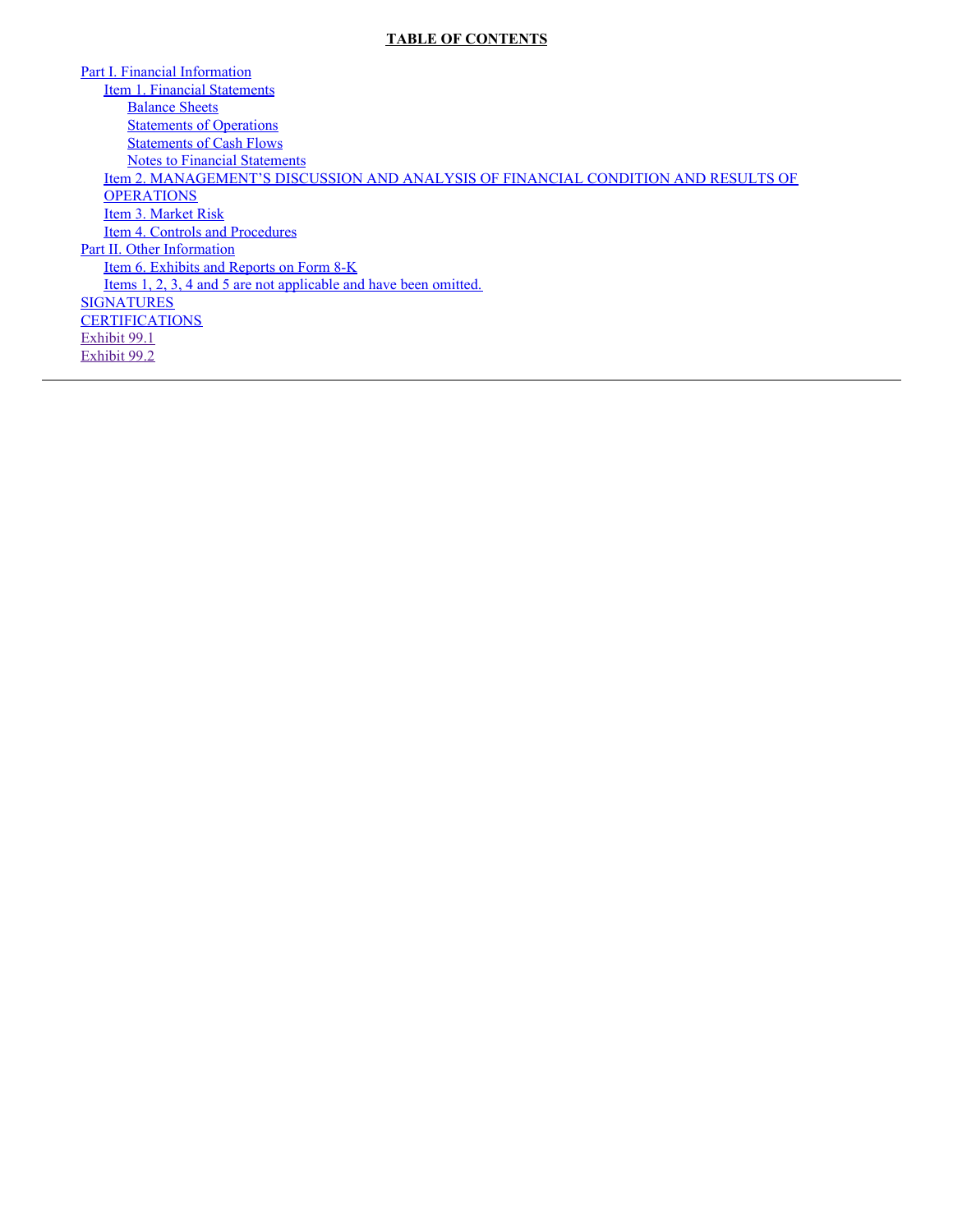**TABLE OF CONTENTS**

- Part I. Financial Information
  - Item 1. Financial Statements
    - Balance Sheets
    - Statements of Operations
    - Statements of Cash Flows
    - Notes to Financial Statements
  - Item 2. MANAGEMENT'S DISCUSSION AND ANALYSIS OF FINANCIAL CONDITION AND RESULTS OF OPERATIONS
  - Item 3. Market Risk
  - Item 4. Controls and Procedures
- Part II. Other Information
  - Item 6. Exhibits and Reports on Form 8-K
  - Items 1, 2, 3, 4 and 5 are not applicable and have been omitted.
- SIGNATURES
- CERTIFICATIONS
- Exhibit 99.1
- Exhibit 99.2

---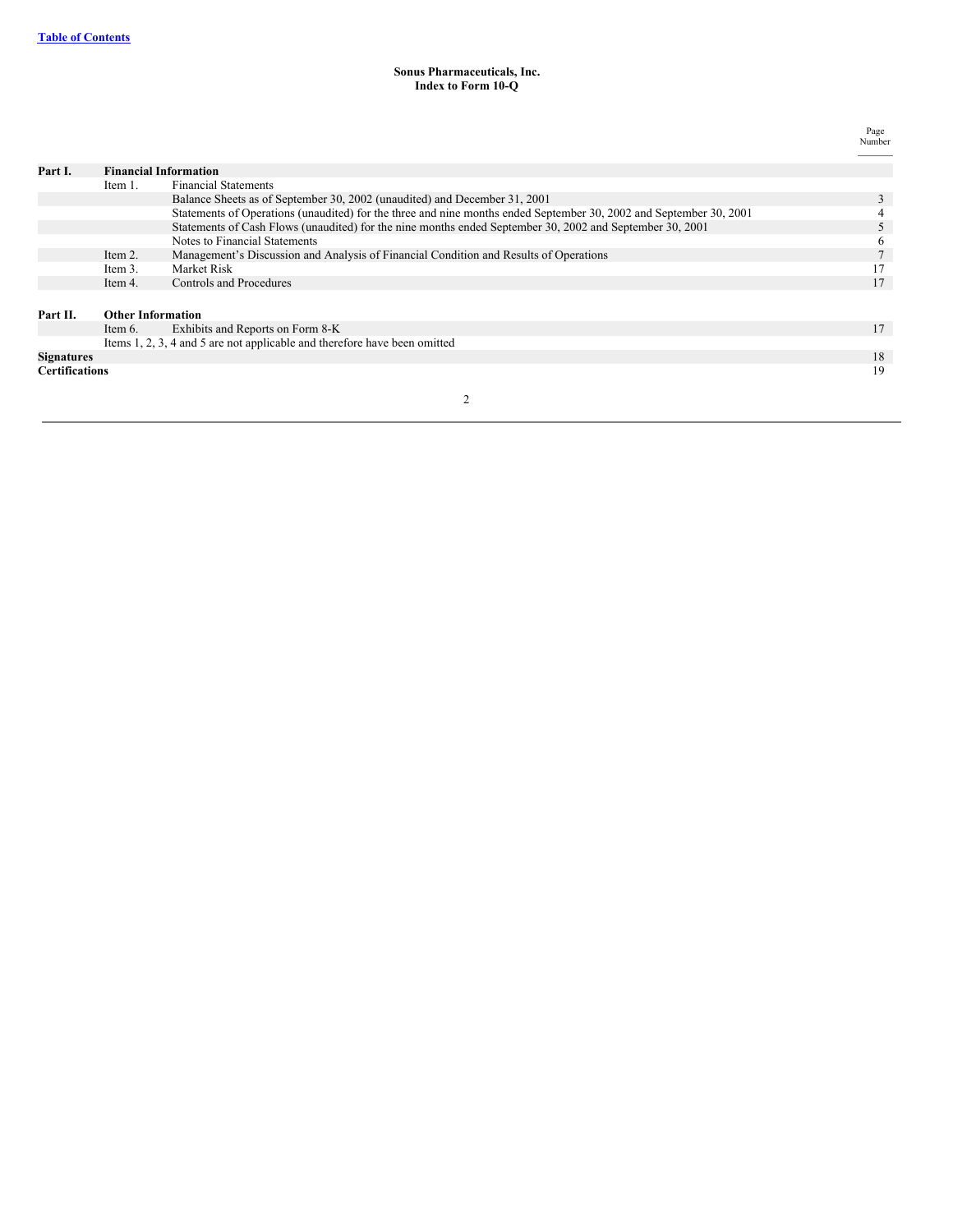[Table of Contents]

**Sonus Pharmaceuticals, Inc.**
**Index to Form 10-Q**

| | | | Page Number |
|---|---|---|---|
| **Part I.** | **Financial Information** | | |
| | Item 1. | Financial Statements | |
| | | Balance Sheets as of September 30, 2002 (unaudited) and December 31, 2001 | 3 |
| | | Statements of Operations (unaudited) for the three and nine months ended September 30, 2002 and September 30, 2001 | 4 |
| | | Statements of Cash Flows (unaudited) for the nine months ended September 30, 2002 and September 30, 2001 | 5 |
| | | Notes to Financial Statements | 6 |
| | Item 2. | Management's Discussion and Analysis of Financial Condition and Results of Operations | 7 |
| | Item 3. | Market Risk | 17 |
| | Item 4. | Controls and Procedures | 17 |
| **Part II.** | **Other Information** | | |
| | Item 6. | Exhibits and Reports on Form 8-K | 17 |
| | Items 1, 2, 3, 4 and 5 are not applicable and therefore have been omitted | | |
| **Signatures** | | | 18 |
| **Certifications** | | | 19 |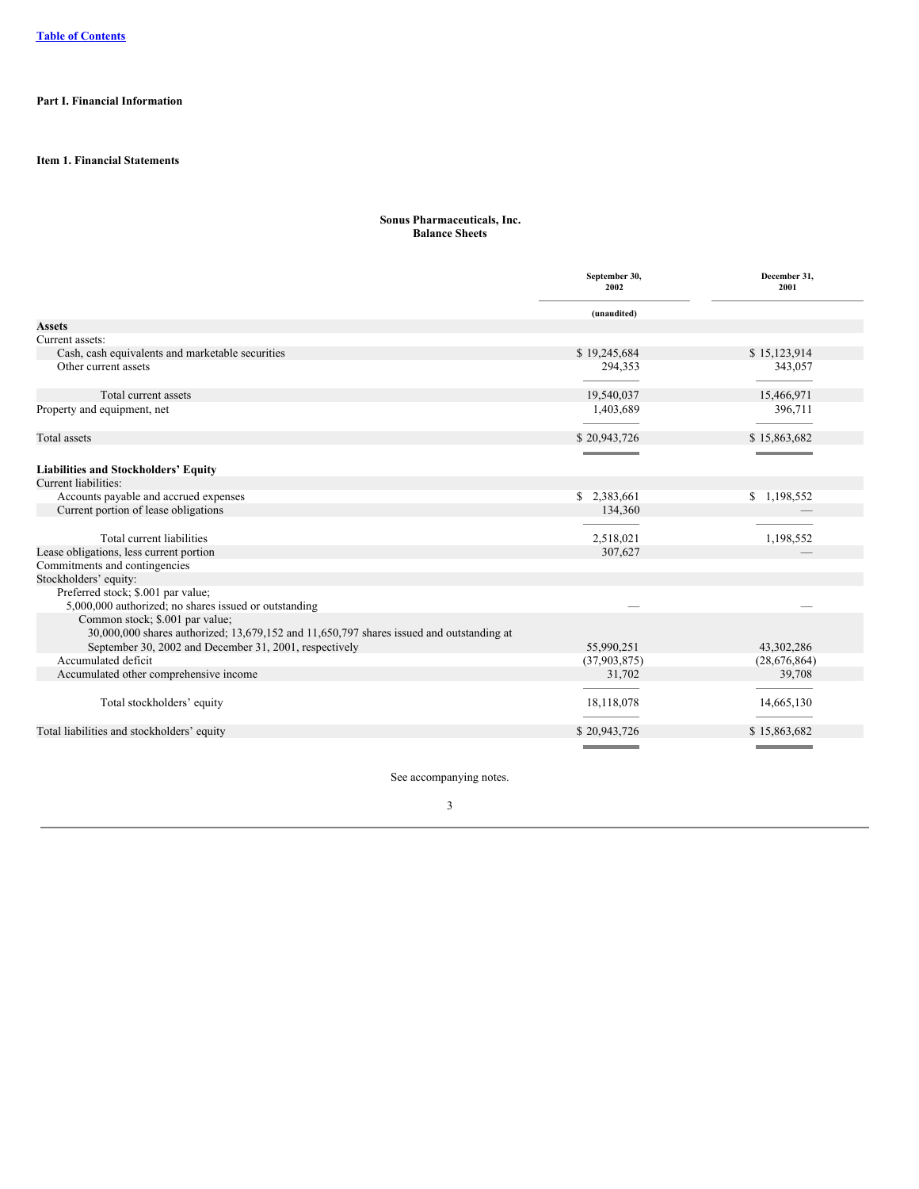[Table of Contents]

## Part I. Financial Information

### Item 1. Financial Statements

**Sonus Pharmaceuticals, Inc.**
**Balance Sheets**

| | September 30, 2002 | December 31, 2001 |
|---|---|---|
| | (unaudited) | |
| **Assets** | | |
| Current assets: | | |
| Cash, cash equivalents and marketable securities | $ 19,245,684 | $ 15,123,914 |
| Other current assets | 294,353 | 343,057 |
| Total current assets | 19,540,037 | 15,466,971 |
| Property and equipment, net | 1,403,689 | 396,711 |
| Total assets | $ 20,943,726 | $ 15,863,682 |
| **Liabilities and Stockholders' Equity** | | |
| Current liabilities: | | |
| Accounts payable and accrued expenses | $ 2,383,661 | $ 1,198,552 |
| Current portion of lease obligations | 134,360 | — |
| Total current liabilities | 2,518,021 | 1,198,552 |
| Lease obligations, less current portion | 307,627 | — |
| Commitments and contingencies | | |
| Stockholders' equity: | | |
| Preferred stock; $.001 par value; 5,000,000 authorized; no shares issued or outstanding | — | — |
| Common stock; $.001 par value; 30,000,000 shares authorized; 13,679,152 and 11,650,797 shares issued and outstanding at September 30, 2002 and December 31, 2001, respectively | 55,990,251 | 43,302,286 |
| Accumulated deficit | (37,903,875) | (28,676,864) |
| Accumulated other comprehensive income | 31,702 | 39,708 |
| Total stockholders' equity | 18,118,078 | 14,665,130 |
| Total liabilities and stockholders' equity | $ 20,943,726 | $ 15,863,682 |

See accompanying notes.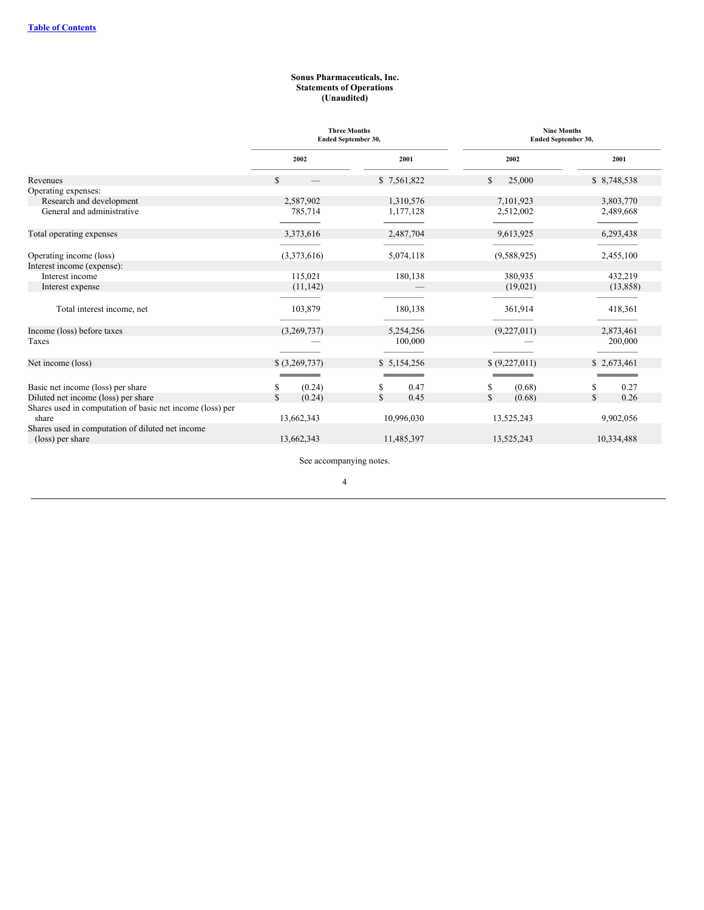**Sonus Pharmaceuticals, Inc.**
**Statements of Operations**
**(Unaudited)**

| | Three Months Ended September 30, | | Nine Months Ended September 30, | |
|---|---|---|---|---|
| | 2002 | 2001 | 2002 | 2001 |
| Revenues | $ — | $ 7,561,822 | $ 25,000 | $ 8,748,538 |
| Operating expenses: | | | | |
| Research and development | 2,587,902 | 1,310,576 | 7,101,923 | 3,803,770 |
| General and administrative | 785,714 | 1,177,128 | 2,512,002 | 2,489,668 |
| Total operating expenses | 3,373,616 | 2,487,704 | 9,613,925 | 6,293,438 |
| Operating income (loss) | (3,373,616) | 5,074,118 | (9,588,925) | 2,455,100 |
| Interest income (expense): | | | | |
| Interest income | 115,021 | 180,138 | 380,935 | 432,219 |
| Interest expense | (11,142) | — | (19,021) | (13,858) |
| Total interest income, net | 103,879 | 180,138 | 361,914 | 418,361 |
| Income (loss) before taxes | (3,269,737) | 5,254,256 | (9,227,011) | 2,873,461 |
| Taxes | — | 100,000 | — | 200,000 |
| Net income (loss) | $ (3,269,737) | $ 5,154,256 | $ (9,227,011) | $ 2,673,461 |
| Basic net income (loss) per share | $ (0.24) | $ 0.47 | $ (0.68) | $ 0.27 |
| Diluted net income (loss) per share | $ (0.24) | $ 0.45 | $ (0.68) | $ 0.26 |
| Shares used in computation of basic net income (loss) per share | 13,662,343 | 10,996,030 | 13,525,243 | 9,902,056 |
| Shares used in computation of diluted net income (loss) per share | 13,662,343 | 11,485,397 | 13,525,243 | 10,334,488 |

See accompanying notes.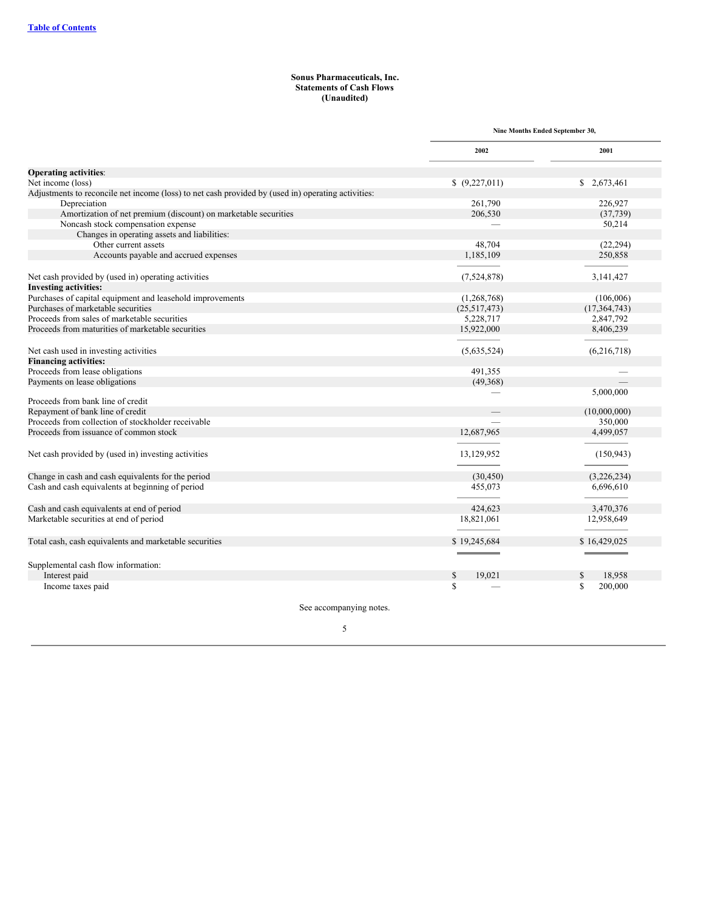[Table of Contents](#)

**Sonus Pharmaceuticals, Inc.**
**Statements of Cash Flows**
**(Unaudited)**

| | Nine Months Ended September 30, | |
|---|---|---|
| | 2002 | 2001 |
| **Operating activities**: | | |
| Net income (loss) | $ (9,227,011) | $ 2,673,461 |
| Adjustments to reconcile net income (loss) to net cash provided by (used in) operating activities: | | |
| Depreciation | 261,790 | 226,927 |
| Amortization of net premium (discount) on marketable securities | 206,530 | (37,739) |
| Noncash stock compensation expense | — | 50,214 |
| Changes in operating assets and liabilities: | | |
| Other current assets | 48,704 | (22,294) |
| Accounts payable and accrued expenses | 1,185,109 | 250,858 |
| Net cash provided by (used in) operating activities | (7,524,878) | 3,141,427 |
| **Investing activities:** | | |
| Purchases of capital equipment and leasehold improvements | (1,268,768) | (106,006) |
| Purchases of marketable securities | (25,517,473) | (17,364,743) |
| Proceeds from sales of marketable securities | 5,228,717 | 2,847,792 |
| Proceeds from maturities of marketable securities | 15,922,000 | 8,406,239 |
| Net cash used in investing activities | (5,635,524) | (6,216,718) |
| **Financing activities:** | | |
| Proceeds from lease obligations | 491,355 | — |
| Payments on lease obligations | (49,368) | — |
| Proceeds from bank line of credit | — | 5,000,000 |
| Repayment of bank line of credit | — | (10,000,000) |
| Proceeds from collection of stockholder receivable | — | 350,000 |
| Proceeds from issuance of common stock | 12,687,965 | 4,499,057 |
| Net cash provided by (used in) investing activities | 13,129,952 | (150,943) |
| Change in cash and cash equivalents for the period | (30,450) | (3,226,234) |
| Cash and cash equivalents at beginning of period | 455,073 | 6,696,610 |
| Cash and cash equivalents at end of period | 424,623 | 3,470,376 |
| Marketable securities at end of period | 18,821,061 | 12,958,649 |
| Total cash, cash equivalents and marketable securities | $ 19,245,684 | $ 16,429,025 |
| Supplemental cash flow information: | | |
| Interest paid | $ 19,021 | $ 18,958 |
| Income taxes paid | $ — | $ 200,000 |

See accompanying notes.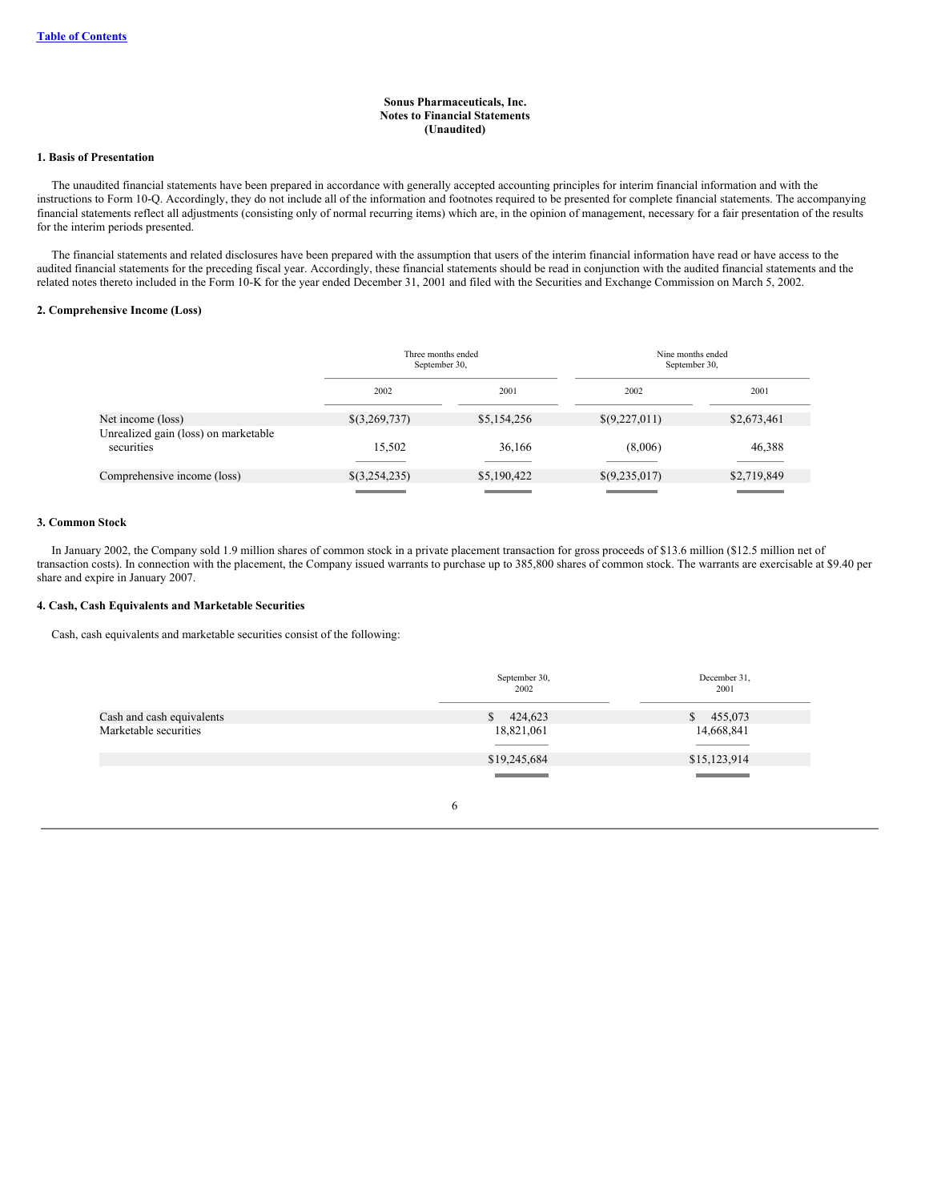**Sonus Pharmaceuticals, Inc.**
**Notes to Financial Statements**
**(Unaudited)**

**1. Basis of Presentation**

The unaudited financial statements have been prepared in accordance with generally accepted accounting principles for interim financial information and with the instructions to Form 10-Q. Accordingly, they do not include all of the information and footnotes required to be presented for complete financial statements. The accompanying financial statements reflect all adjustments (consisting only of normal recurring items) which are, in the opinion of management, necessary for a fair presentation of the results for the interim periods presented.

The financial statements and related disclosures have been prepared with the assumption that users of the interim financial information have read or have access to the audited financial statements for the preceding fiscal year. Accordingly, these financial statements should be read in conjunction with the audited financial statements and the related notes thereto included in the Form 10-K for the year ended December 31, 2001 and filed with the Securities and Exchange Commission on March 5, 2002.

**2. Comprehensive Income (Loss)**

| | Three months ended September 30, | | Nine months ended September 30, | |
|---|---|---|---|---|
| | 2002 | 2001 | 2002 | 2001 |
| Net income (loss) | $(3,269,737) | $5,154,256 | $(9,227,011) | $2,673,461 |
| Unrealized gain (loss) on marketable securities | 15,502 | 36,166 | (8,006) | 46,388 |
| Comprehensive income (loss) | $(3,254,235) | $5,190,422 | $(9,235,017) | $2,719,849 |

**3. Common Stock**

In January 2002, the Company sold 1.9 million shares of common stock in a private placement transaction for gross proceeds of $13.6 million ($12.5 million net of transaction costs). In connection with the placement, the Company issued warrants to purchase up to 385,800 shares of common stock. The warrants are exercisable at $9.40 per share and expire in January 2007.

**4. Cash, Cash Equivalents and Marketable Securities**

Cash, cash equivalents and marketable securities consist of the following:

| | September 30, 2002 | December 31, 2001 |
|---|---|---|
| Cash and cash equivalents | $ 424,623 | $ 455,073 |
| Marketable securities | 18,821,061 | 14,668,841 |
| | $19,245,684 | $15,123,914 |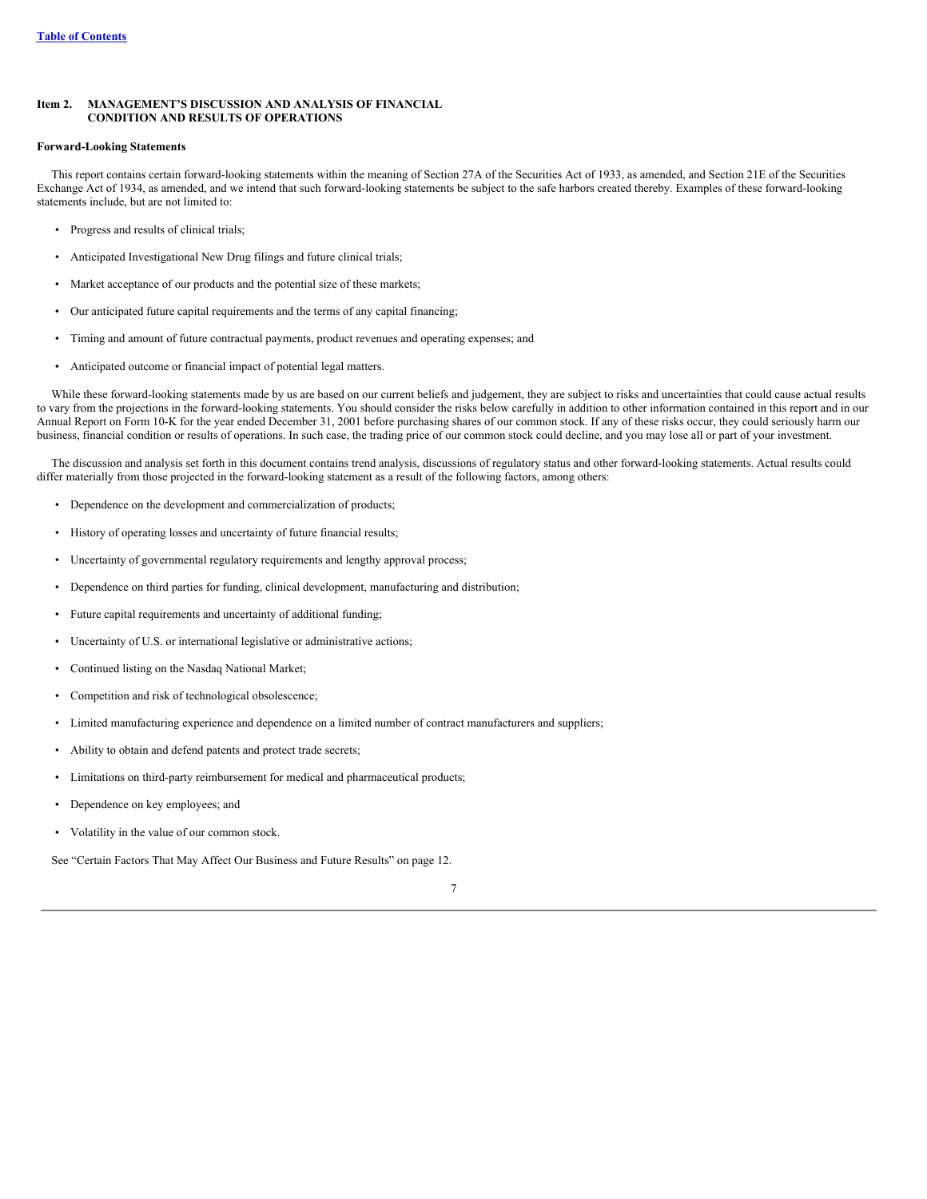## Item 2. MANAGEMENT'S DISCUSSION AND ANALYSIS OF FINANCIAL CONDITION AND RESULTS OF OPERATIONS

**Forward-Looking Statements**

This report contains certain forward-looking statements within the meaning of Section 27A of the Securities Act of 1933, as amended, and Section 21E of the Securities Exchange Act of 1934, as amended, and we intend that such forward-looking statements be subject to the safe harbors created thereby. Examples of these forward-looking statements include, but are not limited to:

- Progress and results of clinical trials;
- Anticipated Investigational New Drug filings and future clinical trials;
- Market acceptance of our products and the potential size of these markets;
- Our anticipated future capital requirements and the terms of any capital financing;
- Timing and amount of future contractual payments, product revenues and operating expenses; and
- Anticipated outcome or financial impact of potential legal matters.

While these forward-looking statements made by us are based on our current beliefs and judgement, they are subject to risks and uncertainties that could cause actual results to vary from the projections in the forward-looking statements. You should consider the risks below carefully in addition to other information contained in this report and in our Annual Report on Form 10-K for the year ended December 31, 2001 before purchasing shares of our common stock. If any of these risks occur, they could seriously harm our business, financial condition or results of operations. In such case, the trading price of our common stock could decline, and you may lose all or part of your investment.

The discussion and analysis set forth in this document contains trend analysis, discussions of regulatory status and other forward-looking statements. Actual results could differ materially from those projected in the forward-looking statement as a result of the following factors, among others:

- Dependence on the development and commercialization of products;
- History of operating losses and uncertainty of future financial results;
- Uncertainty of governmental regulatory requirements and lengthy approval process;
- Dependence on third parties for funding, clinical development, manufacturing and distribution;
- Future capital requirements and uncertainty of additional funding;
- Uncertainty of U.S. or international legislative or administrative actions;
- Continued listing on the Nasdaq National Market;
- Competition and risk of technological obsolescence;
- Limited manufacturing experience and dependence on a limited number of contract manufacturers and suppliers;
- Ability to obtain and defend patents and protect trade secrets;
- Limitations on third-party reimbursement for medical and pharmaceutical products;
- Dependence on key employees; and
- Volatility in the value of our common stock.

See "Certain Factors That May Affect Our Business and Future Results" on page 12.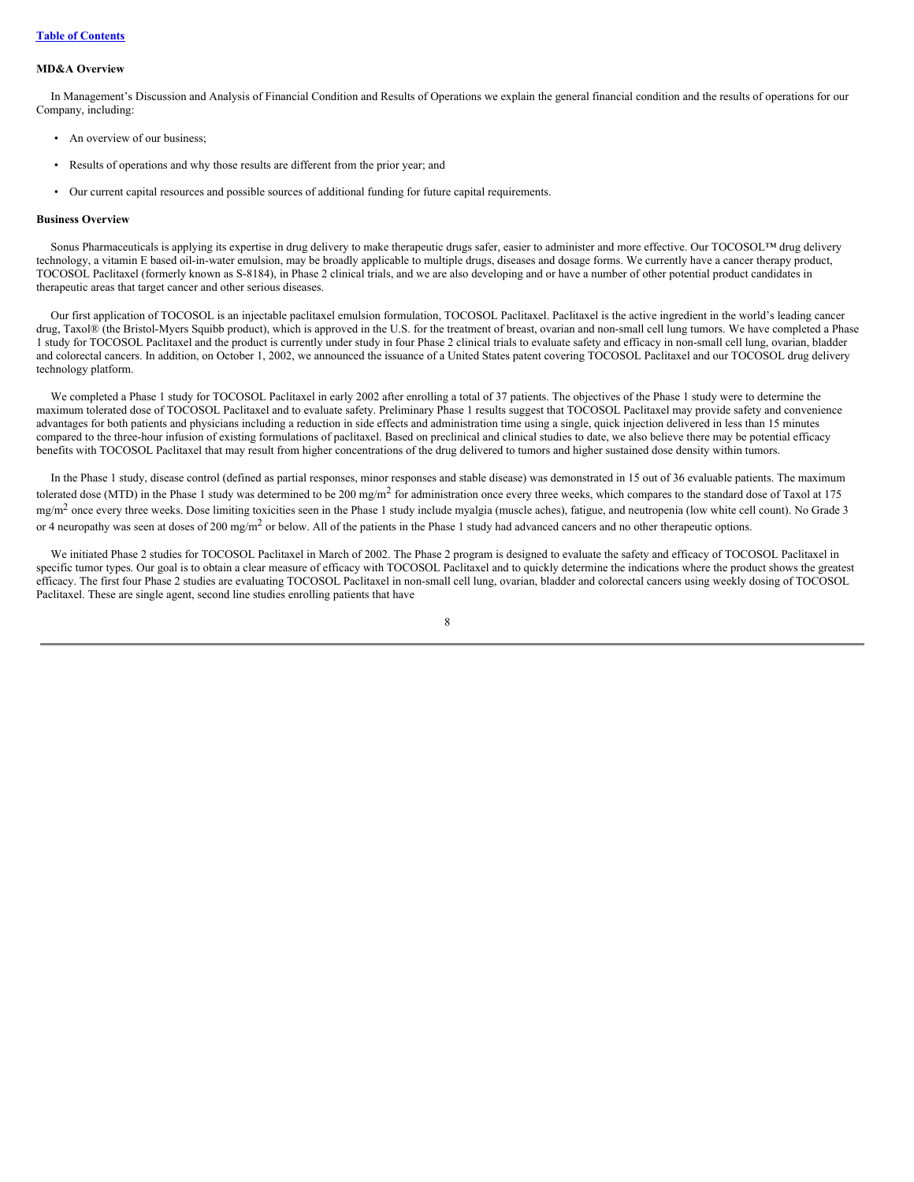[Table of Contents](#)

**MD&A Overview**

In Management's Discussion and Analysis of Financial Condition and Results of Operations we explain the general financial condition and the results of operations for our Company, including:

- An overview of our business;
- Results of operations and why those results are different from the prior year; and
- Our current capital resources and possible sources of additional funding for future capital requirements.

**Business Overview**

Sonus Pharmaceuticals is applying its expertise in drug delivery to make therapeutic drugs safer, easier to administer and more effective. Our TOCOSOL™ drug delivery technology, a vitamin E based oil-in-water emulsion, may be broadly applicable to multiple drugs, diseases and dosage forms. We currently have a cancer therapy product, TOCOSOL Paclitaxel (formerly known as S-8184), in Phase 2 clinical trials, and we are also developing and or have a number of other potential product candidates in therapeutic areas that target cancer and other serious diseases.

Our first application of TOCOSOL is an injectable paclitaxel emulsion formulation, TOCOSOL Paclitaxel. Paclitaxel is the active ingredient in the world's leading cancer drug, Taxol® (the Bristol-Myers Squibb product), which is approved in the U.S. for the treatment of breast, ovarian and non-small cell lung tumors. We have completed a Phase 1 study for TOCOSOL Paclitaxel and the product is currently under study in four Phase 2 clinical trials to evaluate safety and efficacy in non-small cell lung, ovarian, bladder and colorectal cancers. In addition, on October 1, 2002, we announced the issuance of a United States patent covering TOCOSOL Paclitaxel and our TOCOSOL drug delivery technology platform.

We completed a Phase 1 study for TOCOSOL Paclitaxel in early 2002 after enrolling a total of 37 patients. The objectives of the Phase 1 study were to determine the maximum tolerated dose of TOCOSOL Paclitaxel and to evaluate safety. Preliminary Phase 1 results suggest that TOCOSOL Paclitaxel may provide safety and convenience advantages for both patients and physicians including a reduction in side effects and administration time using a single, quick injection delivered in less than 15 minutes compared to the three-hour infusion of existing formulations of paclitaxel. Based on preclinical and clinical studies to date, we also believe there may be potential efficacy benefits with TOCOSOL Paclitaxel that may result from higher concentrations of the drug delivered to tumors and higher sustained dose density within tumors.

In the Phase 1 study, disease control (defined as partial responses, minor responses and stable disease) was demonstrated in 15 out of 36 evaluable patients. The maximum tolerated dose (MTD) in the Phase 1 study was determined to be 200 mg/m$^2$ for administration once every three weeks, which compares to the standard dose of Taxol at 175 mg/m$^2$ once every three weeks. Dose limiting toxicities seen in the Phase 1 study include myalgia (muscle aches), fatigue, and neutropenia (low white cell count). No Grade 3 or 4 neuropathy was seen at doses of 200 mg/m$^2$ or below. All of the patients in the Phase 1 study had advanced cancers and no other therapeutic options.

We initiated Phase 2 studies for TOCOSOL Paclitaxel in March of 2002. The Phase 2 program is designed to evaluate the safety and efficacy of TOCOSOL Paclitaxel in specific tumor types. Our goal is to obtain a clear measure of efficacy with TOCOSOL Paclitaxel and to quickly determine the indications where the product shows the greatest efficacy. The first four Phase 2 studies are evaluating TOCOSOL Paclitaxel in non-small cell lung, ovarian, bladder and colorectal cancers using weekly dosing of TOCOSOL Paclitaxel. These are single agent, second line studies enrolling patients that have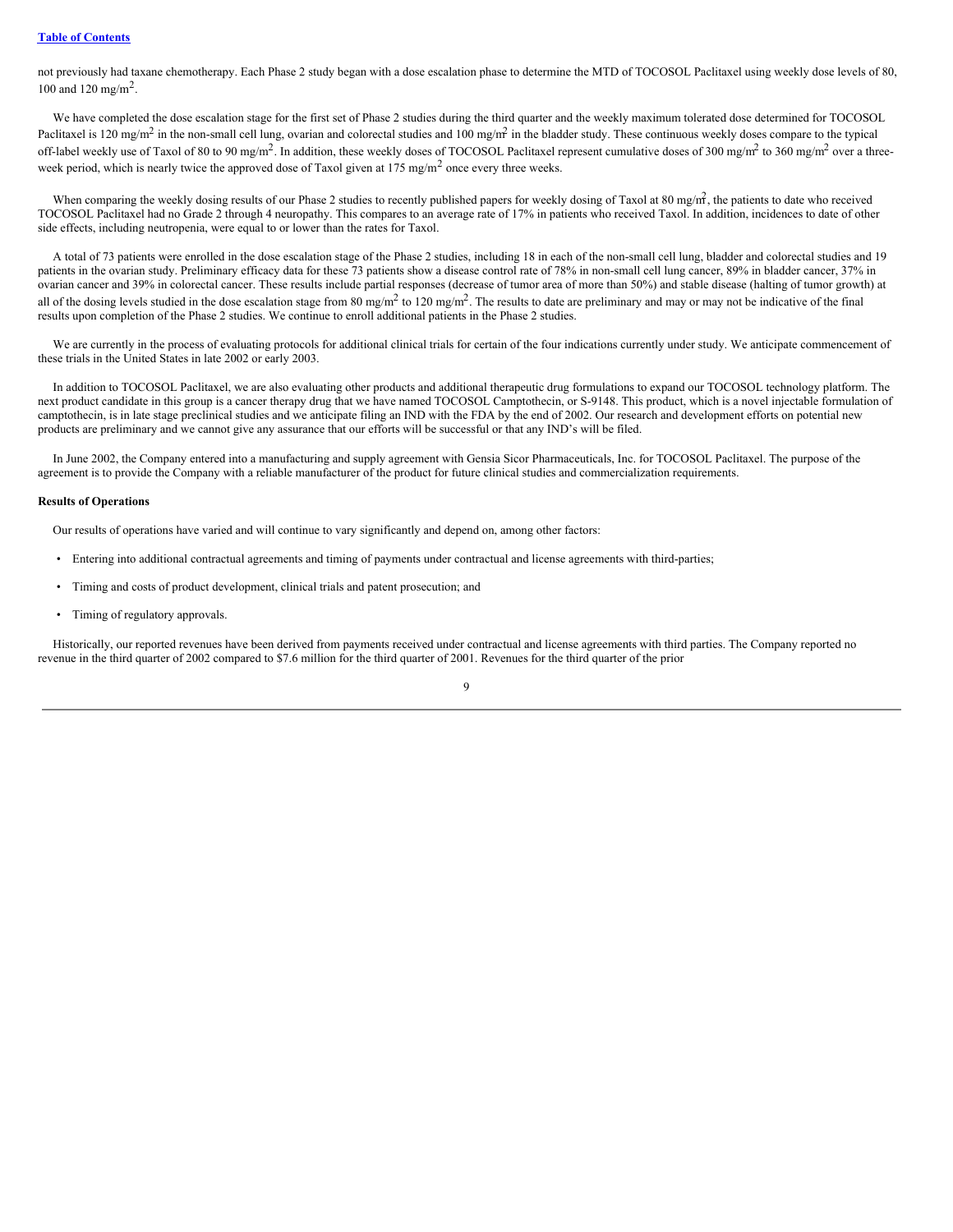not previously had taxane chemotherapy. Each Phase 2 study began with a dose escalation phase to determine the MTD of TOCOSOL Paclitaxel using weekly dose levels of 80, 100 and 120 mg/m$^2$.

We have completed the dose escalation stage for the first set of Phase 2 studies during the third quarter and the weekly maximum tolerated dose determined for TOCOSOL Paclitaxel is 120 mg/m$^2$ in the non-small cell lung, ovarian and colorectal studies and 100 mg/m$^2$ in the bladder study. These continuous weekly doses compare to the typical off-label weekly use of Taxol of 80 to 90 mg/m$^2$. In addition, these weekly doses of TOCOSOL Paclitaxel represent cumulative doses of 300 mg/m$^2$ to 360 mg/m$^2$ over a three-week period, which is nearly twice the approved dose of Taxol given at 175 mg/m$^2$ once every three weeks.

When comparing the weekly dosing results of our Phase 2 studies to recently published papers for weekly dosing of Taxol at 80 mg/m$^2$, the patients to date who received TOCOSOL Paclitaxel had no Grade 2 through 4 neuropathy. This compares to an average rate of 17% in patients who received Taxol. In addition, incidences to date of other side effects, including neutropenia, were equal to or lower than the rates for Taxol.

A total of 73 patients were enrolled in the dose escalation stage of the Phase 2 studies, including 18 in each of the non-small cell lung, bladder and colorectal studies and 19 patients in the ovarian study. Preliminary efficacy data for these 73 patients show a disease control rate of 78% in non-small cell lung cancer, 89% in bladder cancer, 37% in ovarian cancer and 39% in colorectal cancer. These results include partial responses (decrease of tumor area of more than 50%) and stable disease (halting of tumor growth) at all of the dosing levels studied in the dose escalation stage from 80 mg/m$^2$ to 120 mg/m$^2$. The results to date are preliminary and may or may not be indicative of the final results upon completion of the Phase 2 studies. We continue to enroll additional patients in the Phase 2 studies.

We are currently in the process of evaluating protocols for additional clinical trials for certain of the four indications currently under study. We anticipate commencement of these trials in the United States in late 2002 or early 2003.

In addition to TOCOSOL Paclitaxel, we are also evaluating other products and additional therapeutic drug formulations to expand our TOCOSOL technology platform. The next product candidate in this group is a cancer therapy drug that we have named TOCOSOL Camptothecin, or S-9148. This product, which is a novel injectable formulation of camptothecin, is in late stage preclinical studies and we anticipate filing an IND with the FDA by the end of 2002. Our research and development efforts on potential new products are preliminary and we cannot give any assurance that our efforts will be successful or that any IND's will be filed.

In June 2002, the Company entered into a manufacturing and supply agreement with Gensia Sicor Pharmaceuticals, Inc. for TOCOSOL Paclitaxel. The purpose of the agreement is to provide the Company with a reliable manufacturer of the product for future clinical studies and commercialization requirements.

**Results of Operations**

Our results of operations have varied and will continue to vary significantly and depend on, among other factors:

- Entering into additional contractual agreements and timing of payments under contractual and license agreements with third-parties;
- Timing and costs of product development, clinical trials and patent prosecution; and
- Timing of regulatory approvals.

Historically, our reported revenues have been derived from payments received under contractual and license agreements with third parties. The Company reported no revenue in the third quarter of 2002 compared to $7.6 million for the third quarter of 2001. Revenues for the third quarter of the prior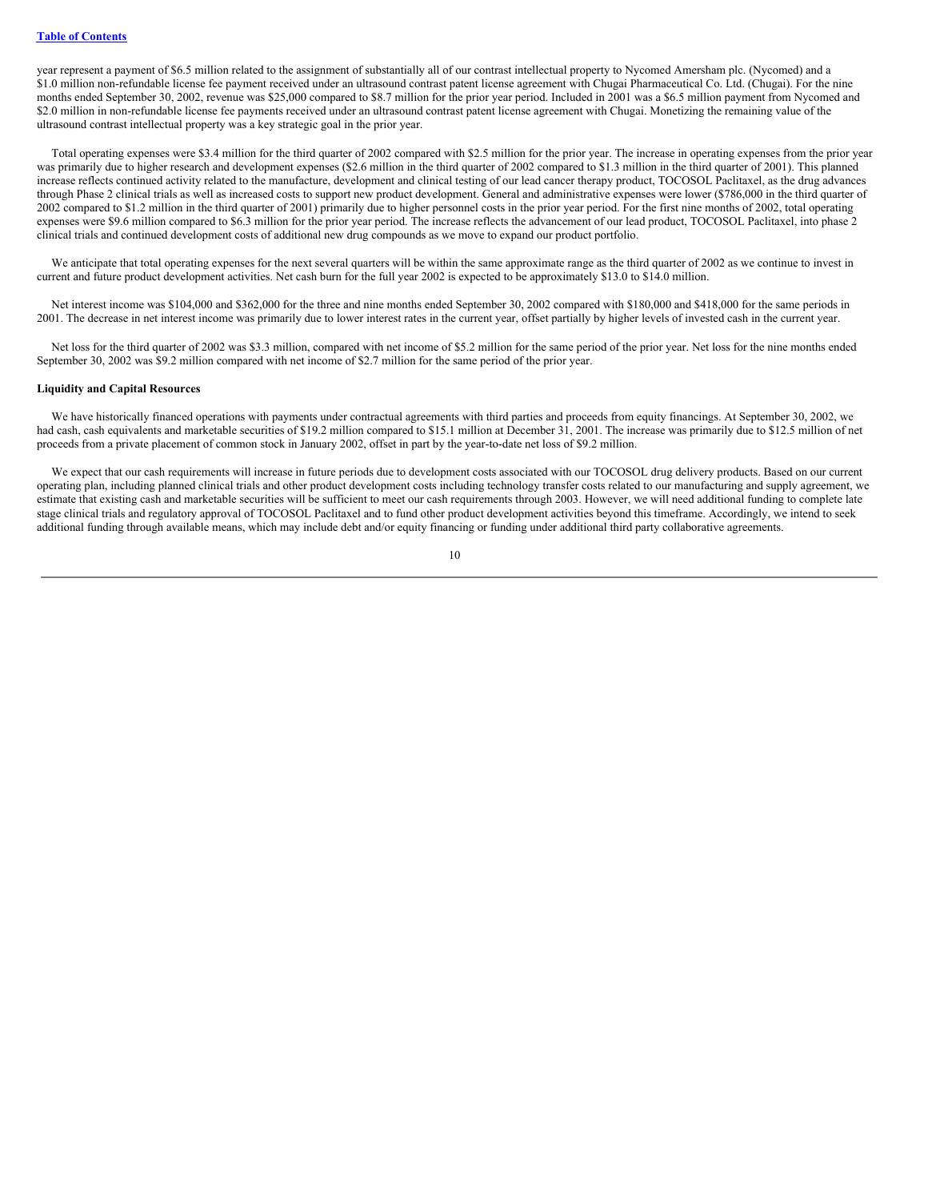year represent a payment of $6.5 million related to the assignment of substantially all of our contrast intellectual property to Nycomed Amersham plc. (Nycomed) and a $1.0 million non-refundable license fee payment received under an ultrasound contrast patent license agreement with Chugai Pharmaceutical Co. Ltd. (Chugai). For the nine months ended September 30, 2002, revenue was $25,000 compared to $8.7 million for the prior year period. Included in 2001 was a $6.5 million payment from Nycomed and $2.0 million in non-refundable license fee payments received under an ultrasound contrast patent license agreement with Chugai. Monetizing the remaining value of the ultrasound contrast intellectual property was a key strategic goal in the prior year.

Total operating expenses were $3.4 million for the third quarter of 2002 compared with $2.5 million for the prior year. The increase in operating expenses from the prior year was primarily due to higher research and development expenses ($2.6 million in the third quarter of 2002 compared to $1.3 million in the third quarter of 2001). This planned increase reflects continued activity related to the manufacture, development and clinical testing of our lead cancer therapy product, TOCOSOL Paclitaxel, as the drug advances through Phase 2 clinical trials as well as increased costs to support new product development. General and administrative expenses were lower ($786,000 in the third quarter of 2002 compared to $1.2 million in the third quarter of 2001) primarily due to higher personnel costs in the prior year period. For the first nine months of 2002, total operating expenses were $9.6 million compared to $6.3 million for the prior year period. The increase reflects the advancement of our lead product, TOCOSOL Paclitaxel, into phase 2 clinical trials and continued development costs of additional new drug compounds as we move to expand our product portfolio.

We anticipate that total operating expenses for the next several quarters will be within the same approximate range as the third quarter of 2002 as we continue to invest in current and future product development activities. Net cash burn for the full year 2002 is expected to be approximately $13.0 to $14.0 million.

Net interest income was $104,000 and $362,000 for the three and nine months ended September 30, 2002 compared with $180,000 and $418,000 for the same periods in 2001. The decrease in net interest income was primarily due to lower interest rates in the current year, offset partially by higher levels of invested cash in the current year.

Net loss for the third quarter of 2002 was $3.3 million, compared with net income of $5.2 million for the same period of the prior year. Net loss for the nine months ended September 30, 2002 was $9.2 million compared with net income of $2.7 million for the same period of the prior year.

**Liquidity and Capital Resources**

We have historically financed operations with payments under contractual agreements with third parties and proceeds from equity financings. At September 30, 2002, we had cash, cash equivalents and marketable securities of $19.2 million compared to $15.1 million at December 31, 2001. The increase was primarily due to $12.5 million of net proceeds from a private placement of common stock in January 2002, offset in part by the year-to-date net loss of $9.2 million.

We expect that our cash requirements will increase in future periods due to development costs associated with our TOCOSOL drug delivery products. Based on our current operating plan, including planned clinical trials and other product development costs including technology transfer costs related to our manufacturing and supply agreement, we estimate that existing cash and marketable securities will be sufficient to meet our cash requirements through 2003. However, we will need additional funding to complete late stage clinical trials and regulatory approval of TOCOSOL Paclitaxel and to fund other product development activities beyond this timeframe. Accordingly, we intend to seek additional funding through available means, which may include debt and/or equity financing or funding under additional third party collaborative agreements.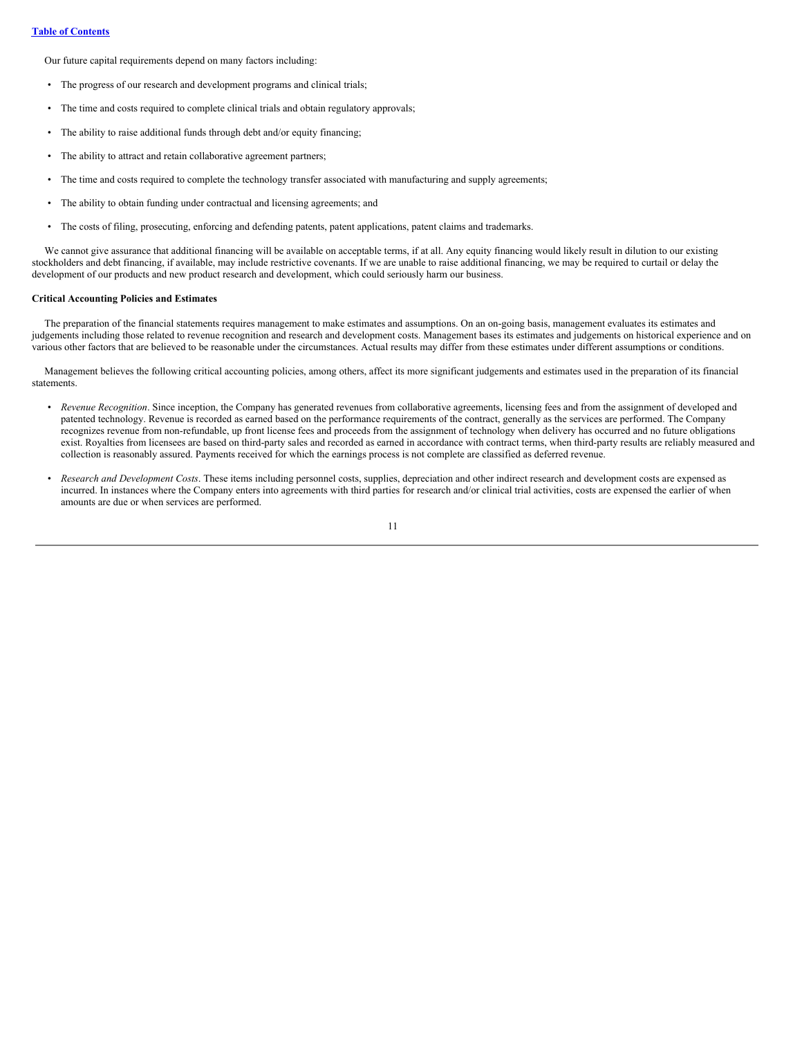Our future capital requirements depend on many factors including:

- The progress of our research and development programs and clinical trials;
- The time and costs required to complete clinical trials and obtain regulatory approvals;
- The ability to raise additional funds through debt and/or equity financing;
- The ability to attract and retain collaborative agreement partners;
- The time and costs required to complete the technology transfer associated with manufacturing and supply agreements;
- The ability to obtain funding under contractual and licensing agreements; and
- The costs of filing, prosecuting, enforcing and defending patents, patent applications, patent claims and trademarks.

We cannot give assurance that additional financing will be available on acceptable terms, if at all. Any equity financing would likely result in dilution to our existing stockholders and debt financing, if available, may include restrictive covenants. If we are unable to raise additional financing, we may be required to curtail or delay the development of our products and new product research and development, which could seriously harm our business.

**Critical Accounting Policies and Estimates**

The preparation of the financial statements requires management to make estimates and assumptions. On an on-going basis, management evaluates its estimates and judgements including those related to revenue recognition and research and development costs. Management bases its estimates and judgements on historical experience and on various other factors that are believed to be reasonable under the circumstances. Actual results may differ from these estimates under different assumptions or conditions.

Management believes the following critical accounting policies, among others, affect its more significant judgements and estimates used in the preparation of its financial statements.

- *Revenue Recognition*. Since inception, the Company has generated revenues from collaborative agreements, licensing fees and from the assignment of developed and patented technology. Revenue is recorded as earned based on the performance requirements of the contract, generally as the services are performed. The Company recognizes revenue from non-refundable, up front license fees and proceeds from the assignment of technology when delivery has occurred and no future obligations exist. Royalties from licensees are based on third-party sales and recorded as earned in accordance with contract terms, when third-party results are reliably measured and collection is reasonably assured. Payments received for which the earnings process is not complete are classified as deferred revenue.
- *Research and Development Costs*. These items including personnel costs, supplies, depreciation and other indirect research and development costs are expensed as incurred. In instances where the Company enters into agreements with third parties for research and/or clinical trial activities, costs are expensed the earlier of when amounts are due or when services are performed.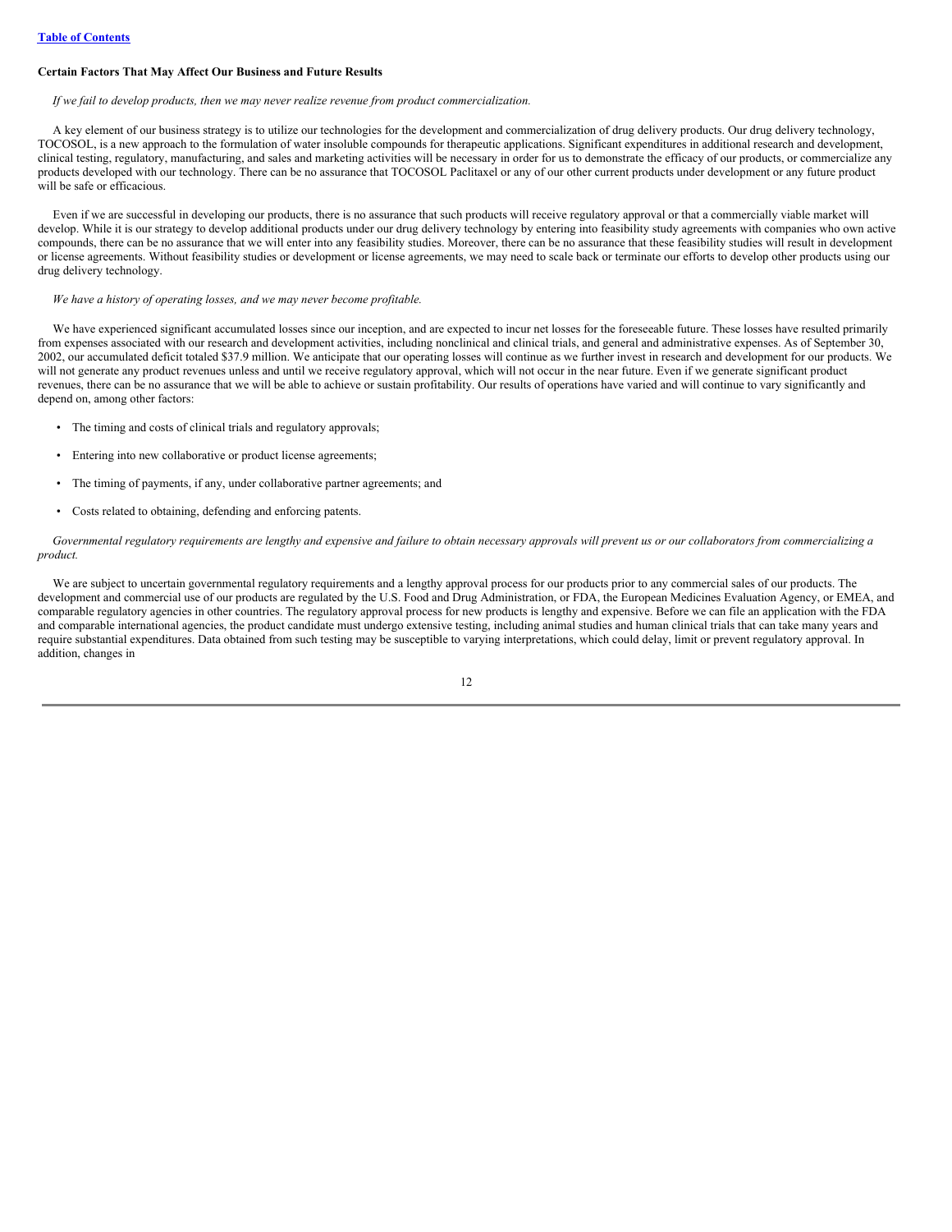**Certain Factors That May Affect Our Business and Future Results**

*If we fail to develop products, then we may never realize revenue from product commercialization.*

A key element of our business strategy is to utilize our technologies for the development and commercialization of drug delivery products. Our drug delivery technology, TOCOSOL, is a new approach to the formulation of water insoluble compounds for therapeutic applications. Significant expenditures in additional research and development, clinical testing, regulatory, manufacturing, and sales and marketing activities will be necessary in order for us to demonstrate the efficacy of our products, or commercialize any products developed with our technology. There can be no assurance that TOCOSOL Paclitaxel or any of our other current products under development or any future product will be safe or efficacious.

Even if we are successful in developing our products, there is no assurance that such products will receive regulatory approval or that a commercially viable market will develop. While it is our strategy to develop additional products under our drug delivery technology by entering into feasibility study agreements with companies who own active compounds, there can be no assurance that we will enter into any feasibility studies. Moreover, there can be no assurance that these feasibility studies will result in development or license agreements. Without feasibility studies or development or license agreements, we may need to scale back or terminate our efforts to develop other products using our drug delivery technology.

*We have a history of operating losses, and we may never become profitable.*

We have experienced significant accumulated losses since our inception, and are expected to incur net losses for the foreseeable future. These losses have resulted primarily from expenses associated with our research and development activities, including nonclinical and clinical trials, and general and administrative expenses. As of September 30, 2002, our accumulated deficit totaled $37.9 million. We anticipate that our operating losses will continue as we further invest in research and development for our products. We will not generate any product revenues unless and until we receive regulatory approval, which will not occur in the near future. Even if we generate significant product revenues, there can be no assurance that we will be able to achieve or sustain profitability. Our results of operations have varied and will continue to vary significantly and depend on, among other factors:

- The timing and costs of clinical trials and regulatory approvals;
- Entering into new collaborative or product license agreements;
- The timing of payments, if any, under collaborative partner agreements; and
- Costs related to obtaining, defending and enforcing patents.

*Governmental regulatory requirements are lengthy and expensive and failure to obtain necessary approvals will prevent us or our collaborators from commercializing a product.*

We are subject to uncertain governmental regulatory requirements and a lengthy approval process for our products prior to any commercial sales of our products. The development and commercial use of our products are regulated by the U.S. Food and Drug Administration, or FDA, the European Medicines Evaluation Agency, or EMEA, and comparable regulatory agencies in other countries. The regulatory approval process for new products is lengthy and expensive. Before we can file an application with the FDA and comparable international agencies, the product candidate must undergo extensive testing, including animal studies and human clinical trials that can take many years and require substantial expenditures. Data obtained from such testing may be susceptible to varying interpretations, which could delay, limit or prevent regulatory approval. In addition, changes in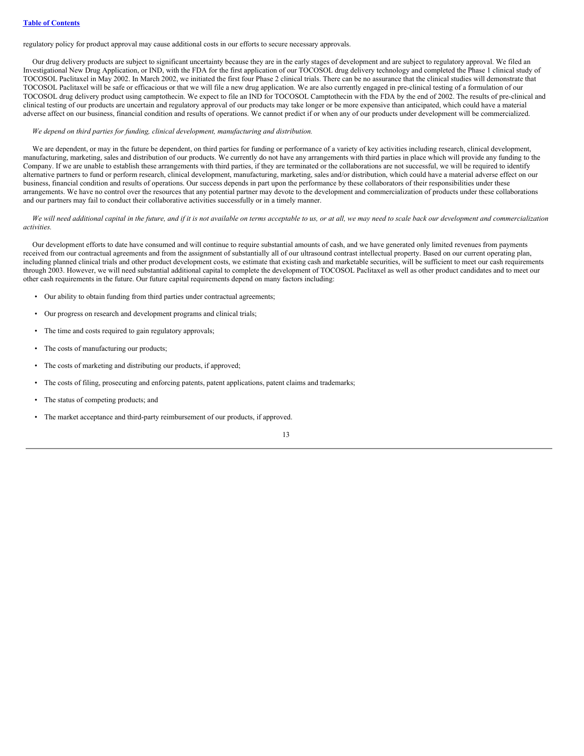regulatory policy for product approval may cause additional costs in our efforts to secure necessary approvals.

Our drug delivery products are subject to significant uncertainty because they are in the early stages of development and are subject to regulatory approval. We filed an Investigational New Drug Application, or IND, with the FDA for the first application of our TOCOSOL drug delivery technology and completed the Phase 1 clinical study of TOCOSOL Paclitaxel in May 2002. In March 2002, we initiated the first four Phase 2 clinical trials. There can be no assurance that the clinical studies will demonstrate that TOCOSOL Paclitaxel will be safe or efficacious or that we will file a new drug application. We are also currently engaged in pre-clinical testing of a formulation of our TOCOSOL drug delivery product using camptothecin. We expect to file an IND for TOCOSOL Camptothecin with the FDA by the end of 2002. The results of pre-clinical and clinical testing of our products are uncertain and regulatory approval of our products may take longer or be more expensive than anticipated, which could have a material adverse affect on our business, financial condition and results of operations. We cannot predict if or when any of our products under development will be commercialized.

*We depend on third parties for funding, clinical development, manufacturing and distribution.*

We are dependent, or may in the future be dependent, on third parties for funding or performance of a variety of key activities including research, clinical development, manufacturing, marketing, sales and distribution of our products. We currently do not have any arrangements with third parties in place which will provide any funding to the Company. If we are unable to establish these arrangements with third parties, if they are terminated or the collaborations are not successful, we will be required to identify alternative partners to fund or perform research, clinical development, manufacturing, marketing, sales and/or distribution, which could have a material adverse effect on our business, financial condition and results of operations. Our success depends in part upon the performance by these collaborators of their responsibilities under these arrangements. We have no control over the resources that any potential partner may devote to the development and commercialization of products under these collaborations and our partners may fail to conduct their collaborative activities successfully or in a timely manner.

*We will need additional capital in the future, and if it is not available on terms acceptable to us, or at all, we may need to scale back our development and commercialization activities.*

Our development efforts to date have consumed and will continue to require substantial amounts of cash, and we have generated only limited revenues from payments received from our contractual agreements and from the assignment of substantially all of our ultrasound contrast intellectual property. Based on our current operating plan, including planned clinical trials and other product development costs, we estimate that existing cash and marketable securities, will be sufficient to meet our cash requirements through 2003. However, we will need substantial additional capital to complete the development of TOCOSOL Paclitaxel as well as other product candidates and to meet our other cash requirements in the future. Our future capital requirements depend on many factors including:

- Our ability to obtain funding from third parties under contractual agreements;
- Our progress on research and development programs and clinical trials;
- The time and costs required to gain regulatory approvals;
- The costs of manufacturing our products;
- The costs of marketing and distributing our products, if approved;
- The costs of filing, prosecuting and enforcing patents, patent applications, patent claims and trademarks;
- The status of competing products; and
- The market acceptance and third-party reimbursement of our products, if approved.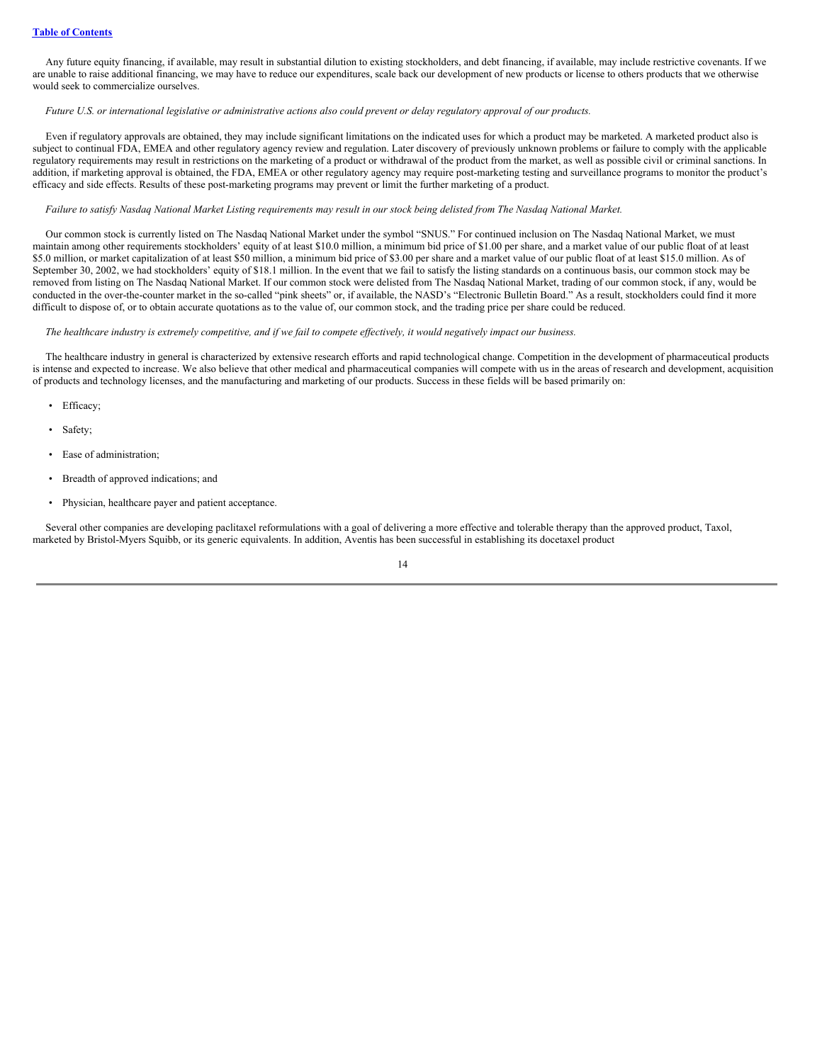Any future equity financing, if available, may result in substantial dilution to existing stockholders, and debt financing, if available, may include restrictive covenants. If we are unable to raise additional financing, we may have to reduce our expenditures, scale back our development of new products or license to others products that we otherwise would seek to commercialize ourselves.

*Future U.S. or international legislative or administrative actions also could prevent or delay regulatory approval of our products.*

Even if regulatory approvals are obtained, they may include significant limitations on the indicated uses for which a product may be marketed. A marketed product also is subject to continual FDA, EMEA and other regulatory agency review and regulation. Later discovery of previously unknown problems or failure to comply with the applicable regulatory requirements may result in restrictions on the marketing of a product or withdrawal of the product from the market, as well as possible civil or criminal sanctions. In addition, if marketing approval is obtained, the FDA, EMEA or other regulatory agency may require post-marketing testing and surveillance programs to monitor the product's efficacy and side effects. Results of these post-marketing programs may prevent or limit the further marketing of a product.

*Failure to satisfy Nasdaq National Market Listing requirements may result in our stock being delisted from The Nasdaq National Market.*

Our common stock is currently listed on The Nasdaq National Market under the symbol "SNUS." For continued inclusion on The Nasdaq National Market, we must maintain among other requirements stockholders' equity of at least $10.0 million, a minimum bid price of $1.00 per share, and a market value of our public float of at least $5.0 million, or market capitalization of at least $50 million, a minimum bid price of $3.00 per share and a market value of our public float of at least $15.0 million. As of September 30, 2002, we had stockholders' equity of $18.1 million. In the event that we fail to satisfy the listing standards on a continuous basis, our common stock may be removed from listing on The Nasdaq National Market. If our common stock were delisted from The Nasdaq National Market, trading of our common stock, if any, would be conducted in the over-the-counter market in the so-called "pink sheets" or, if available, the NASD's "Electronic Bulletin Board." As a result, stockholders could find it more difficult to dispose of, or to obtain accurate quotations as to the value of, our common stock, and the trading price per share could be reduced.

*The healthcare industry is extremely competitive, and if we fail to compete effectively, it would negatively impact our business.*

The healthcare industry in general is characterized by extensive research efforts and rapid technological change. Competition in the development of pharmaceutical products is intense and expected to increase. We also believe that other medical and pharmaceutical companies will compete with us in the areas of research and development, acquisition of products and technology licenses, and the manufacturing and marketing of our products. Success in these fields will be based primarily on:

- Efficacy;
- Safety;
- Ease of administration;
- Breadth of approved indications; and
- Physician, healthcare payer and patient acceptance.

Several other companies are developing paclitaxel reformulations with a goal of delivering a more effective and tolerable therapy than the approved product, Taxol, marketed by Bristol-Myers Squibb, or its generic equivalents. In addition, Aventis has been successful in establishing its docetaxel product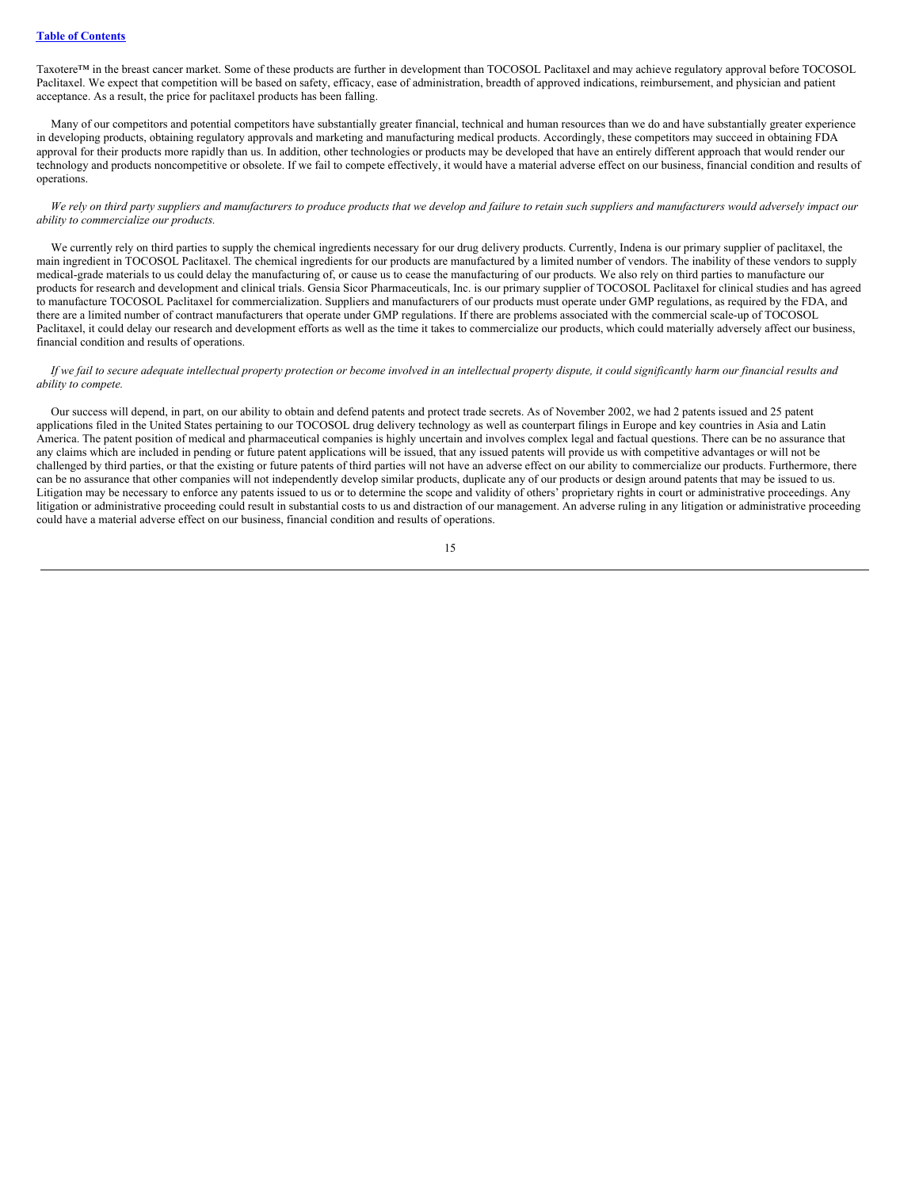Taxotere™ in the breast cancer market. Some of these products are further in development than TOCOSOL Paclitaxel and may achieve regulatory approval before TOCOSOL Paclitaxel. We expect that competition will be based on safety, efficacy, ease of administration, breadth of approved indications, reimbursement, and physician and patient acceptance. As a result, the price for paclitaxel products has been falling.

Many of our competitors and potential competitors have substantially greater financial, technical and human resources than we do and have substantially greater experience in developing products, obtaining regulatory approvals and marketing and manufacturing medical products. Accordingly, these competitors may succeed in obtaining FDA approval for their products more rapidly than us. In addition, other technologies or products may be developed that have an entirely different approach that would render our technology and products noncompetitive or obsolete. If we fail to compete effectively, it would have a material adverse effect on our business, financial condition and results of operations.

*We rely on third party suppliers and manufacturers to produce products that we develop and failure to retain such suppliers and manufacturers would adversely impact our ability to commercialize our products.*

We currently rely on third parties to supply the chemical ingredients necessary for our drug delivery products. Currently, Indena is our primary supplier of paclitaxel, the main ingredient in TOCOSOL Paclitaxel. The chemical ingredients for our products are manufactured by a limited number of vendors. The inability of these vendors to supply medical-grade materials to us could delay the manufacturing of, or cause us to cease the manufacturing of our products. We also rely on third parties to manufacture our products for research and development and clinical trials. Gensia Sicor Pharmaceuticals, Inc. is our primary supplier of TOCOSOL Paclitaxel for clinical studies and has agreed to manufacture TOCOSOL Paclitaxel for commercialization. Suppliers and manufacturers of our products must operate under GMP regulations, as required by the FDA, and there are a limited number of contract manufacturers that operate under GMP regulations. If there are problems associated with the commercial scale-up of TOCOSOL Paclitaxel, it could delay our research and development efforts as well as the time it takes to commercialize our products, which could materially adversely affect our business, financial condition and results of operations.

*If we fail to secure adequate intellectual property protection or become involved in an intellectual property dispute, it could significantly harm our financial results and ability to compete.*

Our success will depend, in part, on our ability to obtain and defend patents and protect trade secrets. As of November 2002, we had 2 patents issued and 25 patent applications filed in the United States pertaining to our TOCOSOL drug delivery technology as well as counterpart filings in Europe and key countries in Asia and Latin America. The patent position of medical and pharmaceutical companies is highly uncertain and involves complex legal and factual questions. There can be no assurance that any claims which are included in pending or future patent applications will be issued, that any issued patents will provide us with competitive advantages or will not be challenged by third parties, or that the existing or future patents of third parties will not have an adverse effect on our ability to commercialize our products. Furthermore, there can be no assurance that other companies will not independently develop similar products, duplicate any of our products or design around patents that may be issued to us. Litigation may be necessary to enforce any patents issued to us or to determine the scope and validity of others' proprietary rights in court or administrative proceedings. Any litigation or administrative proceeding could result in substantial costs to us and distraction of our management. An adverse ruling in any litigation or administrative proceeding could have a material adverse effect on our business, financial condition and results of operations.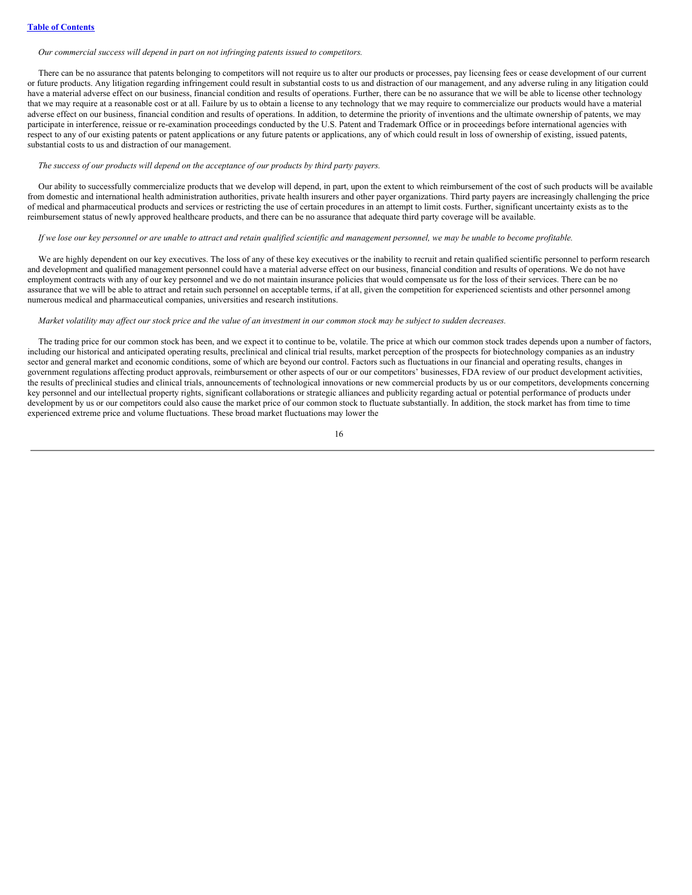*Our commercial success will depend in part on not infringing patents issued to competitors.*

There can be no assurance that patents belonging to competitors will not require us to alter our products or processes, pay licensing fees or cease development of our current or future products. Any litigation regarding infringement could result in substantial costs to us and distraction of our management, and any adverse ruling in any litigation could have a material adverse effect on our business, financial condition and results of operations. Further, there can be no assurance that we will be able to license other technology that we may require at a reasonable cost or at all. Failure by us to obtain a license to any technology that we may require to commercialize our products would have a material adverse effect on our business, financial condition and results of operations. In addition, to determine the priority of inventions and the ultimate ownership of patents, we may participate in interference, reissue or re-examination proceedings conducted by the U.S. Patent and Trademark Office or in proceedings before international agencies with respect to any of our existing patents or patent applications or any future patents or applications, any of which could result in loss of ownership of existing, issued patents, substantial costs to us and distraction of our management.

*The success of our products will depend on the acceptance of our products by third party payers.*

Our ability to successfully commercialize products that we develop will depend, in part, upon the extent to which reimbursement of the cost of such products will be available from domestic and international health administration authorities, private health insurers and other payer organizations. Third party payers are increasingly challenging the price of medical and pharmaceutical products and services or restricting the use of certain procedures in an attempt to limit costs. Further, significant uncertainty exists as to the reimbursement status of newly approved healthcare products, and there can be no assurance that adequate third party coverage will be available.

*If we lose our key personnel or are unable to attract and retain qualified scientific and management personnel, we may be unable to become profitable.*

We are highly dependent on our key executives. The loss of any of these key executives or the inability to recruit and retain qualified scientific personnel to perform research and development and qualified management personnel could have a material adverse effect on our business, financial condition and results of operations. We do not have employment contracts with any of our key personnel and we do not maintain insurance policies that would compensate us for the loss of their services. There can be no assurance that we will be able to attract and retain such personnel on acceptable terms, if at all, given the competition for experienced scientists and other personnel among numerous medical and pharmaceutical companies, universities and research institutions.

*Market volatility may affect our stock price and the value of an investment in our common stock may be subject to sudden decreases.*

The trading price for our common stock has been, and we expect it to continue to be, volatile. The price at which our common stock trades depends upon a number of factors, including our historical and anticipated operating results, preclinical and clinical trial results, market perception of the prospects for biotechnology companies as an industry sector and general market and economic conditions, some of which are beyond our control. Factors such as fluctuations in our financial and operating results, changes in government regulations affecting product approvals, reimbursement or other aspects of our or our competitors' businesses, FDA review of our product development activities, the results of preclinical studies and clinical trials, announcements of technological innovations or new commercial products by us or our competitors, developments concerning key personnel and our intellectual property rights, significant collaborations or strategic alliances and publicity regarding actual or potential performance of products under development by us or our competitors could also cause the market price of our common stock to fluctuate substantially. In addition, the stock market has from time to time experienced extreme price and volume fluctuations. These broad market fluctuations may lower the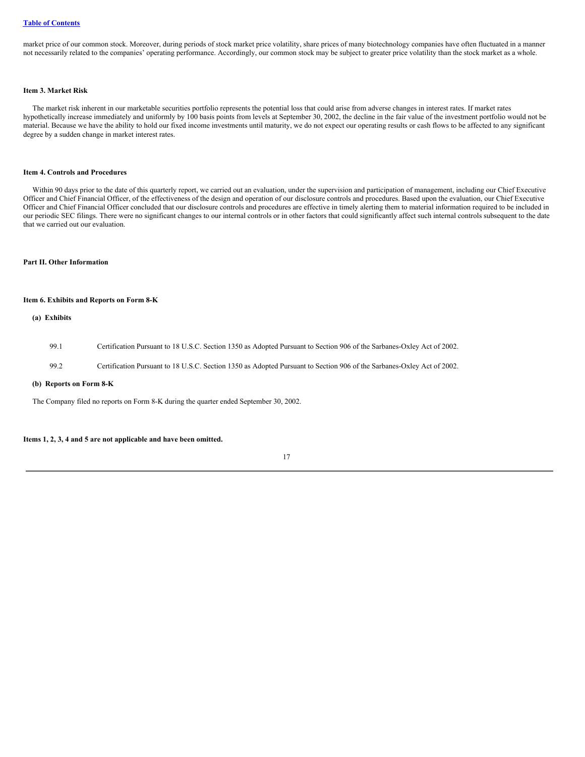market price of our common stock. Moreover, during periods of stock market price volatility, share prices of many biotechnology companies have often fluctuated in a manner not necessarily related to the companies' operating performance. Accordingly, our common stock may be subject to greater price volatility than the stock market as a whole.

### Item 3. Market Risk

The market risk inherent in our marketable securities portfolio represents the potential loss that could arise from adverse changes in interest rates. If market rates hypothetically increase immediately and uniformly by 100 basis points from levels at September 30, 2002, the decline in the fair value of the investment portfolio would not be material. Because we have the ability to hold our fixed income investments until maturity, we do not expect our operating results or cash flows to be affected to any significant degree by a sudden change in market interest rates.

### Item 4. Controls and Procedures

Within 90 days prior to the date of this quarterly report, we carried out an evaluation, under the supervision and participation of management, including our Chief Executive Officer and Chief Financial Officer, of the effectiveness of the design and operation of our disclosure controls and procedures. Based upon the evaluation, our Chief Executive Officer and Chief Financial Officer concluded that our disclosure controls and procedures are effective in timely alerting them to material information required to be included in our periodic SEC filings. There were no significant changes to our internal controls or in other factors that could significantly affect such internal controls subsequent to the date that we carried out our evaluation.

## Part II. Other Information

### Item 6. Exhibits and Reports on Form 8-K

**(a) Exhibits**

| | |
|---|---|
| 99.1 | Certification Pursuant to 18 U.S.C. Section 1350 as Adopted Pursuant to Section 906 of the Sarbanes-Oxley Act of 2002. |
| 99.2 | Certification Pursuant to 18 U.S.C. Section 1350 as Adopted Pursuant to Section 906 of the Sarbanes-Oxley Act of 2002. |

**(b) Reports on Form 8-K**

The Company filed no reports on Form 8-K during the quarter ended September 30, 2002.

**Items 1, 2, 3, 4 and 5 are not applicable and have been omitted.**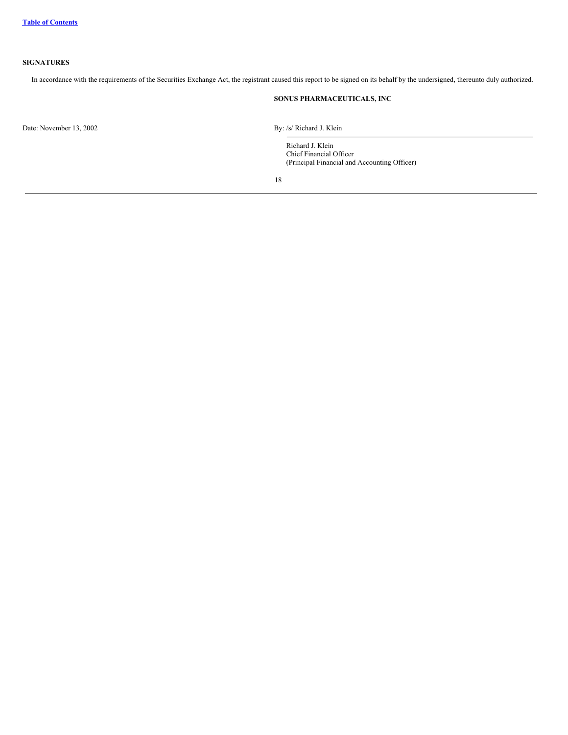## SIGNATURES

In accordance with the requirements of the Securities Exchange Act, the registrant caused this report to be signed on its behalf by the undersigned, thereunto duly authorized.

**SONUS PHARMACEUTICALS, INC**

Date: November 13, 2002

By: /s/ Richard J. Klein

Richard J. Klein
Chief Financial Officer
(Principal Financial and Accounting Officer)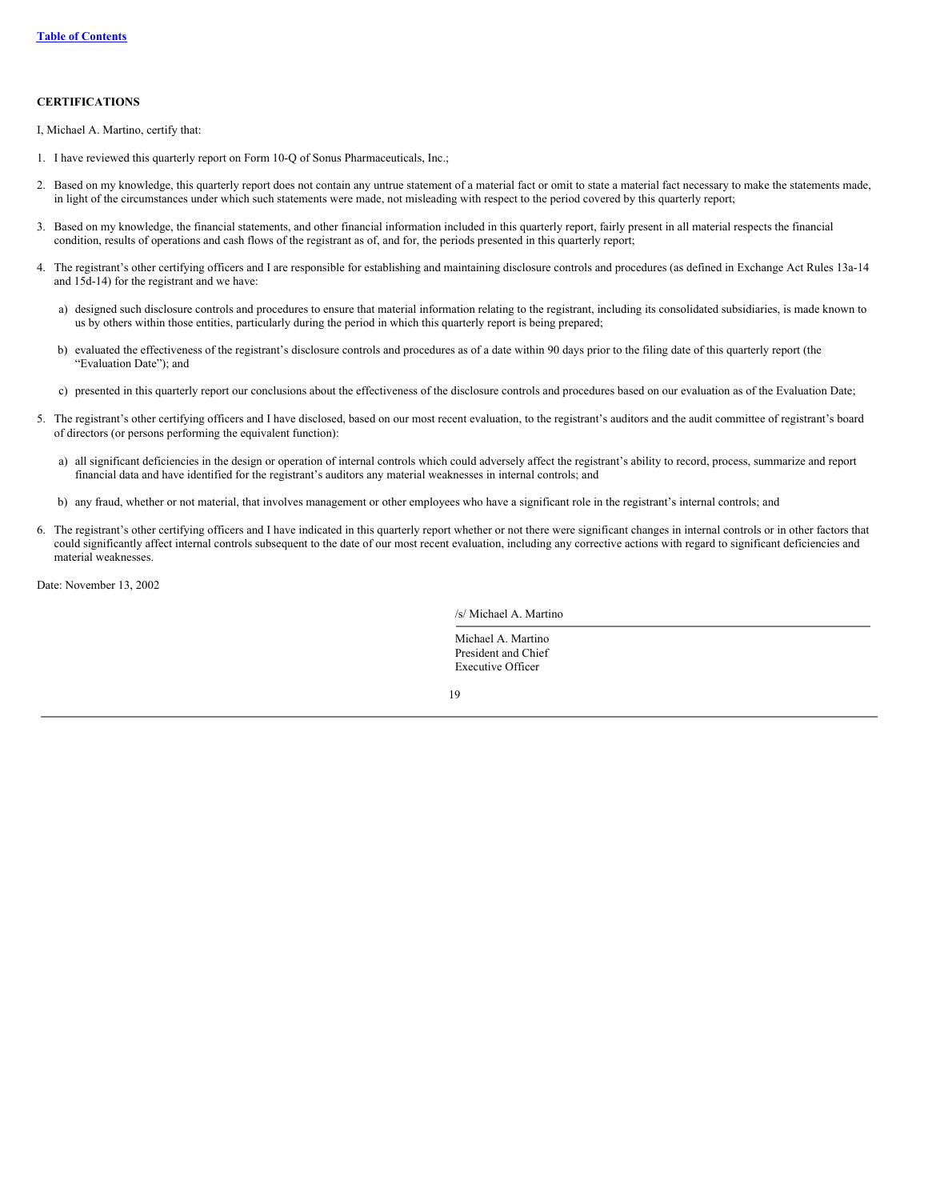**CERTIFICATIONS**

I, Michael A. Martino, certify that:

1. I have reviewed this quarterly report on Form 10-Q of Sonus Pharmaceuticals, Inc.;

2. Based on my knowledge, this quarterly report does not contain any untrue statement of a material fact or omit to state a material fact necessary to make the statements made, in light of the circumstances under which such statements were made, not misleading with respect to the period covered by this quarterly report;

3. Based on my knowledge, the financial statements, and other financial information included in this quarterly report, fairly present in all material respects the financial condition, results of operations and cash flows of the registrant as of, and for, the periods presented in this quarterly report;

4. The registrant's other certifying officers and I are responsible for establishing and maintaining disclosure controls and procedures (as defined in Exchange Act Rules 13a-14 and 15d-14) for the registrant and we have:

   a) designed such disclosure controls and procedures to ensure that material information relating to the registrant, including its consolidated subsidiaries, is made known to us by others within those entities, particularly during the period in which this quarterly report is being prepared;

   b) evaluated the effectiveness of the registrant's disclosure controls and procedures as of a date within 90 days prior to the filing date of this quarterly report (the "Evaluation Date"); and

   c) presented in this quarterly report our conclusions about the effectiveness of the disclosure controls and procedures based on our evaluation as of the Evaluation Date;

5. The registrant's other certifying officers and I have disclosed, based on our most recent evaluation, to the registrant's auditors and the audit committee of registrant's board of directors (or persons performing the equivalent function):

   a) all significant deficiencies in the design or operation of internal controls which could adversely affect the registrant's ability to record, process, summarize and report financial data and have identified for the registrant's auditors any material weaknesses in internal controls; and

   b) any fraud, whether or not material, that involves management or other employees who have a significant role in the registrant's internal controls; and

6. The registrant's other certifying officers and I have indicated in this quarterly report whether or not there were significant changes in internal controls or in other factors that could significantly affect internal controls subsequent to the date of our most recent evaluation, including any corrective actions with regard to significant deficiencies and material weaknesses.

Date: November 13, 2002

/s/ Michael A. Martino

Michael A. Martino
President and Chief
Executive Officer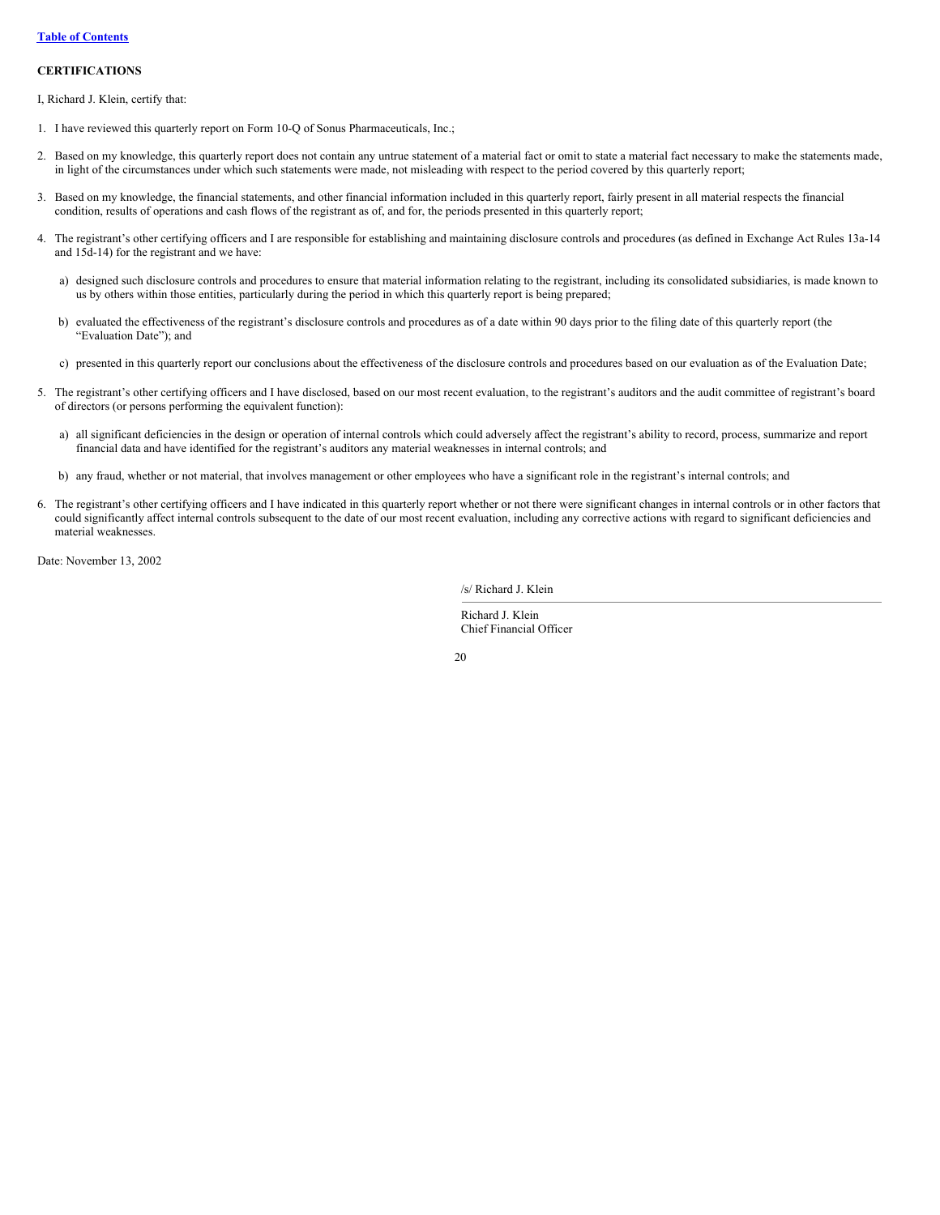[Table of Contents](#)

**CERTIFICATIONS**

I, Richard J. Klein, certify that:

1. I have reviewed this quarterly report on Form 10-Q of Sonus Pharmaceuticals, Inc.;

2. Based on my knowledge, this quarterly report does not contain any untrue statement of a material fact or omit to state a material fact necessary to make the statements made, in light of the circumstances under which such statements were made, not misleading with respect to the period covered by this quarterly report;

3. Based on my knowledge, the financial statements, and other financial information included in this quarterly report, fairly present in all material respects the financial condition, results of operations and cash flows of the registrant as of, and for, the periods presented in this quarterly report;

4. The registrant's other certifying officers and I are responsible for establishing and maintaining disclosure controls and procedures (as defined in Exchange Act Rules 13a-14 and 15d-14) for the registrant and we have:

   a) designed such disclosure controls and procedures to ensure that material information relating to the registrant, including its consolidated subsidiaries, is made known to us by others within those entities, particularly during the period in which this quarterly report is being prepared;

   b) evaluated the effectiveness of the registrant's disclosure controls and procedures as of a date within 90 days prior to the filing date of this quarterly report (the "Evaluation Date"); and

   c) presented in this quarterly report our conclusions about the effectiveness of the disclosure controls and procedures based on our evaluation as of the Evaluation Date;

5. The registrant's other certifying officers and I have disclosed, based on our most recent evaluation, to the registrant's auditors and the audit committee of registrant's board of directors (or persons performing the equivalent function):

   a) all significant deficiencies in the design or operation of internal controls which could adversely affect the registrant's ability to record, process, summarize and report financial data and have identified for the registrant's auditors any material weaknesses in internal controls; and

   b) any fraud, whether or not material, that involves management or other employees who have a significant role in the registrant's internal controls; and

6. The registrant's other certifying officers and I have indicated in this quarterly report whether or not there were significant changes in internal controls or in other factors that could significantly affect internal controls subsequent to the date of our most recent evaluation, including any corrective actions with regard to significant deficiencies and material weaknesses.

Date: November 13, 2002

/s/ Richard J. Klein

Richard J. Klein
Chief Financial Officer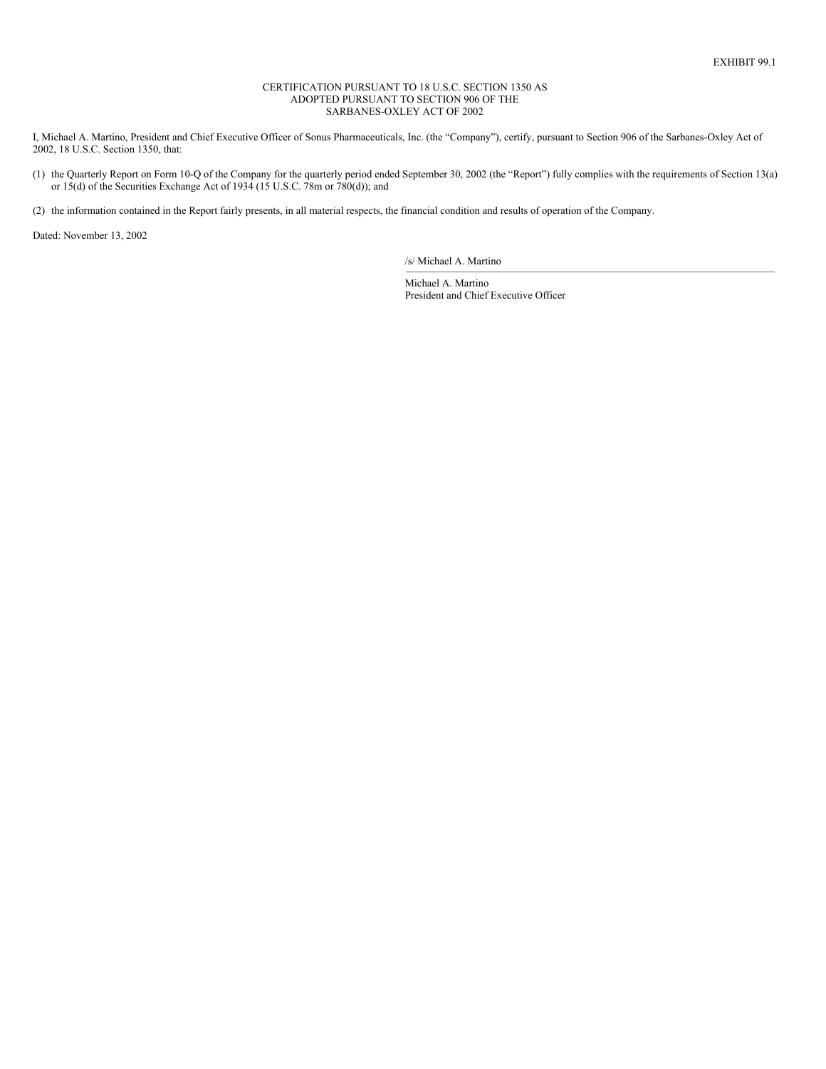EXHIBIT 99.1

CERTIFICATION PURSUANT TO 18 U.S.C. SECTION 1350 AS ADOPTED PURSUANT TO SECTION 906 OF THE SARBANES-OXLEY ACT OF 2002

I, Michael A. Martino, President and Chief Executive Officer of Sonus Pharmaceuticals, Inc. (the "Company"), certify, pursuant to Section 906 of the Sarbanes-Oxley Act of 2002, 18 U.S.C. Section 1350, that:

(1) the Quarterly Report on Form 10-Q of the Company for the quarterly period ended September 30, 2002 (the "Report") fully complies with the requirements of Section 13(a) or 15(d) of the Securities Exchange Act of 1934 (15 U.S.C. 78m or 780(d)); and

(2) the information contained in the Report fairly presents, in all material respects, the financial condition and results of operation of the Company.

Dated: November 13, 2002

/s/ Michael A. Martino

Michael A. Martino
President and Chief Executive Officer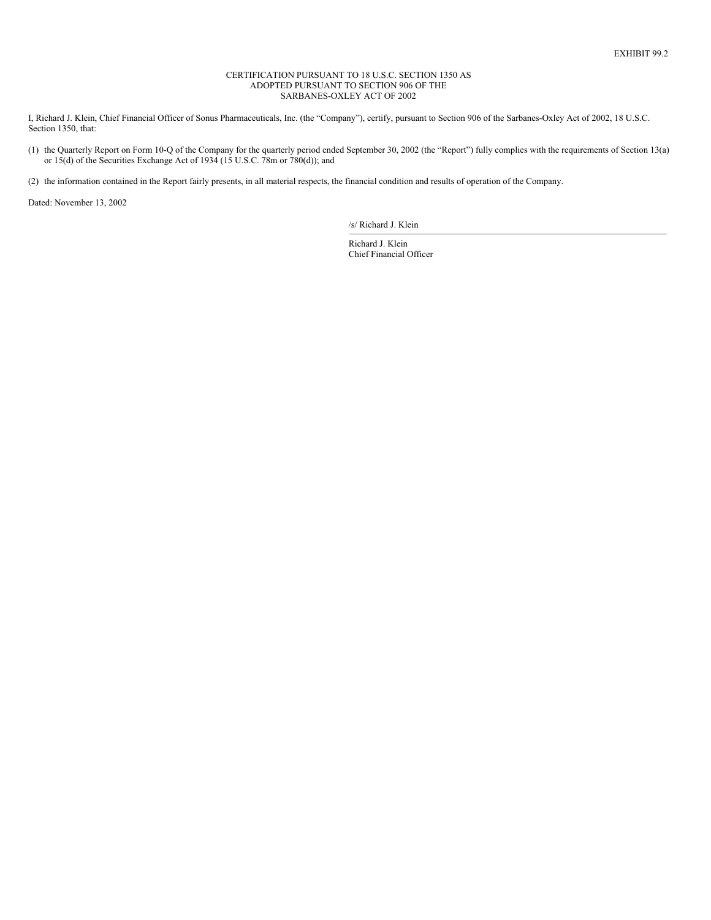EXHIBIT 99.2

CERTIFICATION PURSUANT TO 18 U.S.C. SECTION 1350 AS
ADOPTED PURSUANT TO SECTION 906 OF THE
SARBANES-OXLEY ACT OF 2002

I, Richard J. Klein, Chief Financial Officer of Sonus Pharmaceuticals, Inc. (the "Company"), certify, pursuant to Section 906 of the Sarbanes-Oxley Act of 2002, 18 U.S.C. Section 1350, that:

(1) the Quarterly Report on Form 10-Q of the Company for the quarterly period ended September 30, 2002 (the "Report") fully complies with the requirements of Section 13(a) or 15(d) of the Securities Exchange Act of 1934 (15 U.S.C. 78m or 780(d)); and

(2) the information contained in the Report fairly presents, in all material respects, the financial condition and results of operation of the Company.

Dated: November 13, 2002

/s/ Richard J. Klein

Richard J. Klein
Chief Financial Officer